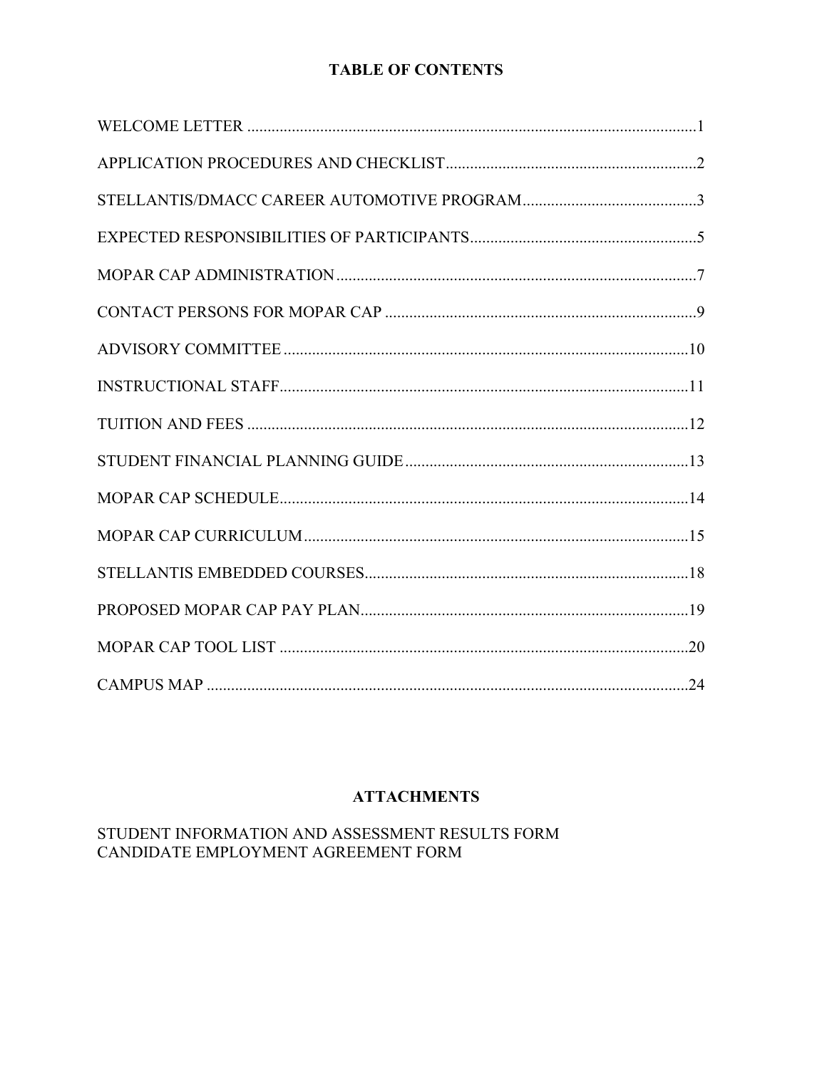# TABLE OF CONTENTS

| | |
|---|---|
| WELCOME LETTER | 1 |
| APPLICATION PROCEDURES AND CHECKLIST | 2 |
| STELLANTIS/DMACC CAREER AUTOMOTIVE PROGRAM | 3 |
| EXPECTED RESPONSIBILITIES OF PARTICIPANTS | 5 |
| MOPAR CAP ADMINISTRATION | 7 |
| CONTACT PERSONS FOR MOPAR CAP | 9 |
| ADVISORY COMMITTEE | 10 |
| INSTRUCTIONAL STAFF | 11 |
| TUITION AND FEES | 12 |
| STUDENT FINANCIAL PLANNING GUIDE | 13 |
| MOPAR CAP SCHEDULE | 14 |
| MOPAR CAP CURRICULUM | 15 |
| STELLANTIS EMBEDDED COURSES | 18 |
| PROPOSED MOPAR CAP PAY PLAN | 19 |
| MOPAR CAP TOOL LIST | 20 |
| CAMPUS MAP | 24 |

## ATTACHMENTS

STUDENT INFORMATION AND ASSESSMENT RESULTS FORM
CANDIDATE EMPLOYMENT AGREEMENT FORM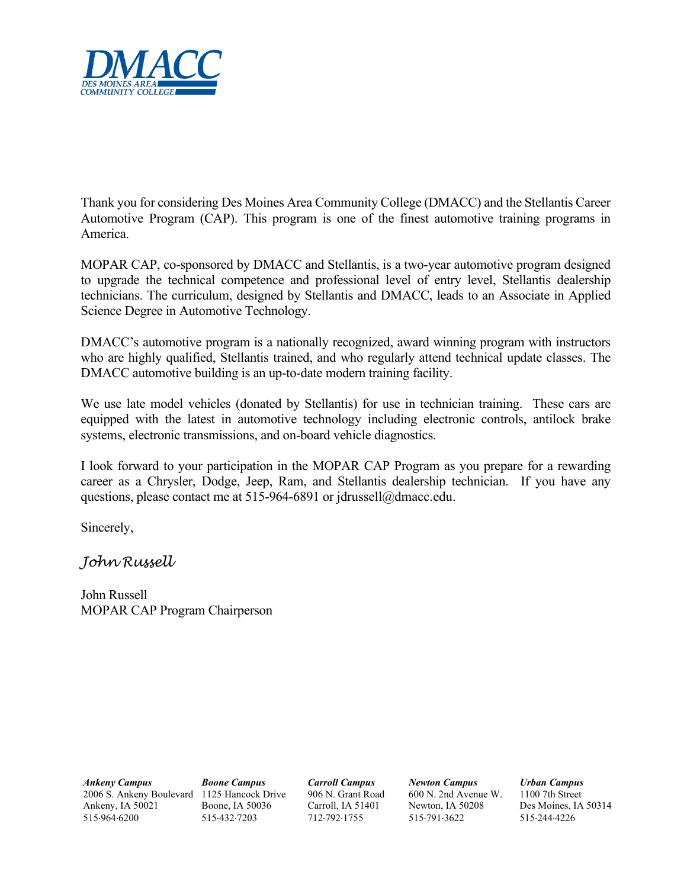DMACC

DES MOINES AREA COMMUNITY COLLEGE

Thank you for considering Des Moines Area Community College (DMACC) and the Stellantis Career Automotive Program (CAP). This program is one of the finest automotive training programs in America.

MOPAR CAP, co-sponsored by DMACC and Stellantis, is a two-year automotive program designed to upgrade the technical competence and professional level of entry level, Stellantis dealership technicians. The curriculum, designed by Stellantis and DMACC, leads to an Associate in Applied Science Degree in Automotive Technology.

DMACC's automotive program is a nationally recognized, award winning program with instructors who are highly qualified, Stellantis trained, and who regularly attend technical update classes. The DMACC automotive building is an up-to-date modern training facility.

We use late model vehicles (donated by Stellantis) for use in technician training. These cars are equipped with the latest in automotive technology including electronic controls, antilock brake systems, electronic transmissions, and on-board vehicle diagnostics.

I look forward to your participation in the MOPAR CAP Program as you prepare for a rewarding career as a Chrysler, Dodge, Jeep, Ram, and Stellantis dealership technician. If you have any questions, please contact me at 515-964-6891 or jdrussell@dmacc.edu.

Sincerely,

*John Russell*

John Russell
MOPAR CAP Program Chairperson

***Ankeny Campus***
2006 S. Ankeny Boulevard
Ankeny, IA 50021
515·964·6200

***Boone Campus***
1125 Hancock Drive
Boone, IA 50036
515·432·7203

***Carroll Campus***
906 N. Grant Road
Carroll, IA 51401
712·792·1755

***Newton Campus***
600 N. 2nd Avenue W.
Newton, IA 50208
515·791·3622

***Urban Campus***
1100 7th Street
Des Moines, IA 50314
515·244·4226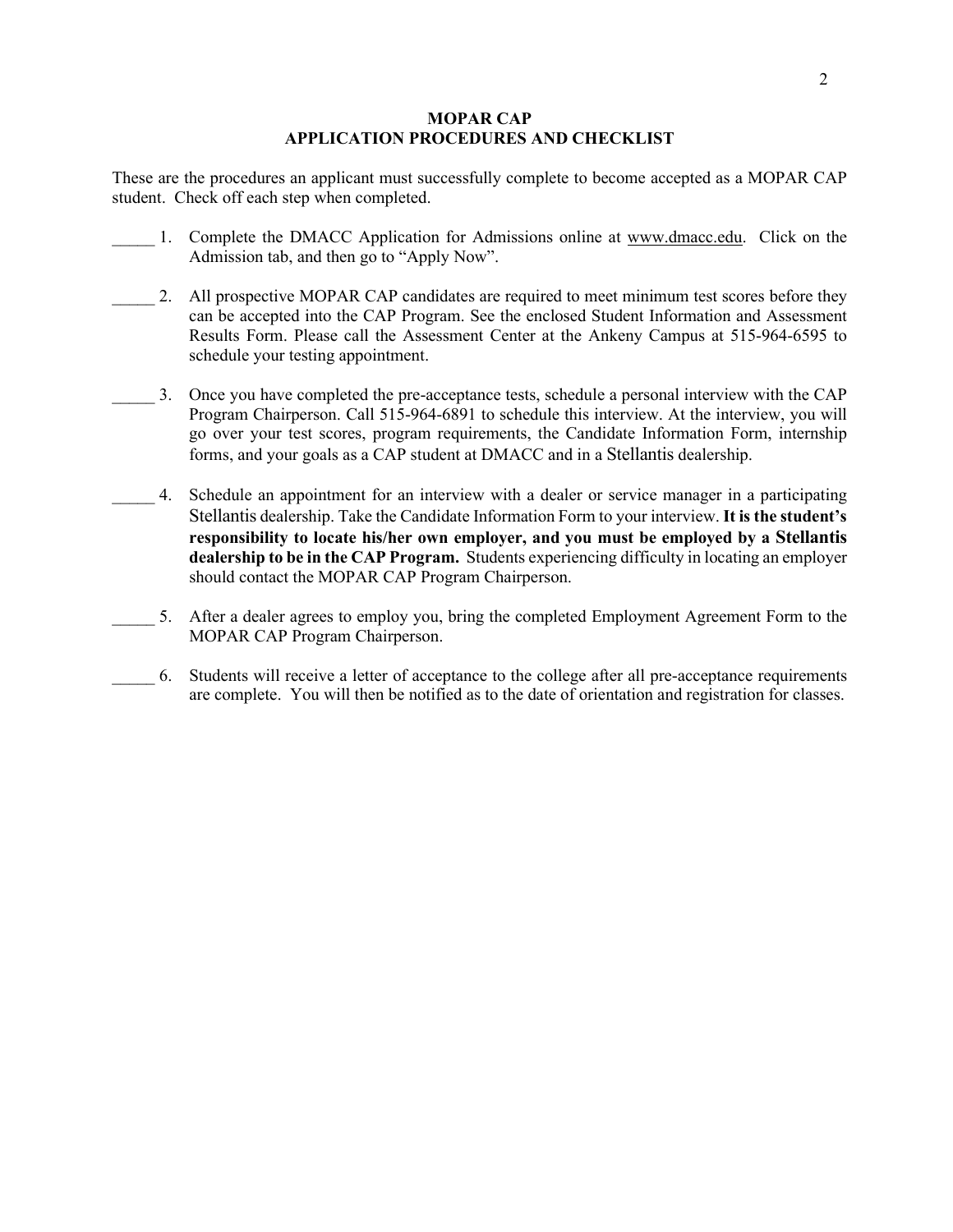## MOPAR CAP
## APPLICATION PROCEDURES AND CHECKLIST

These are the procedures an applicant must successfully complete to become accepted as a MOPAR CAP student. Check off each step when completed.

_____ 1. Complete the DMACC Application for Admissions online at www.dmacc.edu. Click on the Admission tab, and then go to "Apply Now".

_____ 2. All prospective MOPAR CAP candidates are required to meet minimum test scores before they can be accepted into the CAP Program. See the enclosed Student Information and Assessment Results Form. Please call the Assessment Center at the Ankeny Campus at 515-964-6595 to schedule your testing appointment.

_____ 3. Once you have completed the pre-acceptance tests, schedule a personal interview with the CAP Program Chairperson. Call 515-964-6891 to schedule this interview. At the interview, you will go over your test scores, program requirements, the Candidate Information Form, internship forms, and your goals as a CAP student at DMACC and in a Stellantis dealership.

_____ 4. Schedule an appointment for an interview with a dealer or service manager in a participating Stellantis dealership. Take the Candidate Information Form to your interview. **It is the student's responsibility to locate his/her own employer, and you must be employed by a Stellantis dealership to be in the CAP Program.** Students experiencing difficulty in locating an employer should contact the MOPAR CAP Program Chairperson.

_____ 5. After a dealer agrees to employ you, bring the completed Employment Agreement Form to the MOPAR CAP Program Chairperson.

_____ 6. Students will receive a letter of acceptance to the college after all pre-acceptance requirements are complete. You will then be notified as to the date of orientation and registration for classes.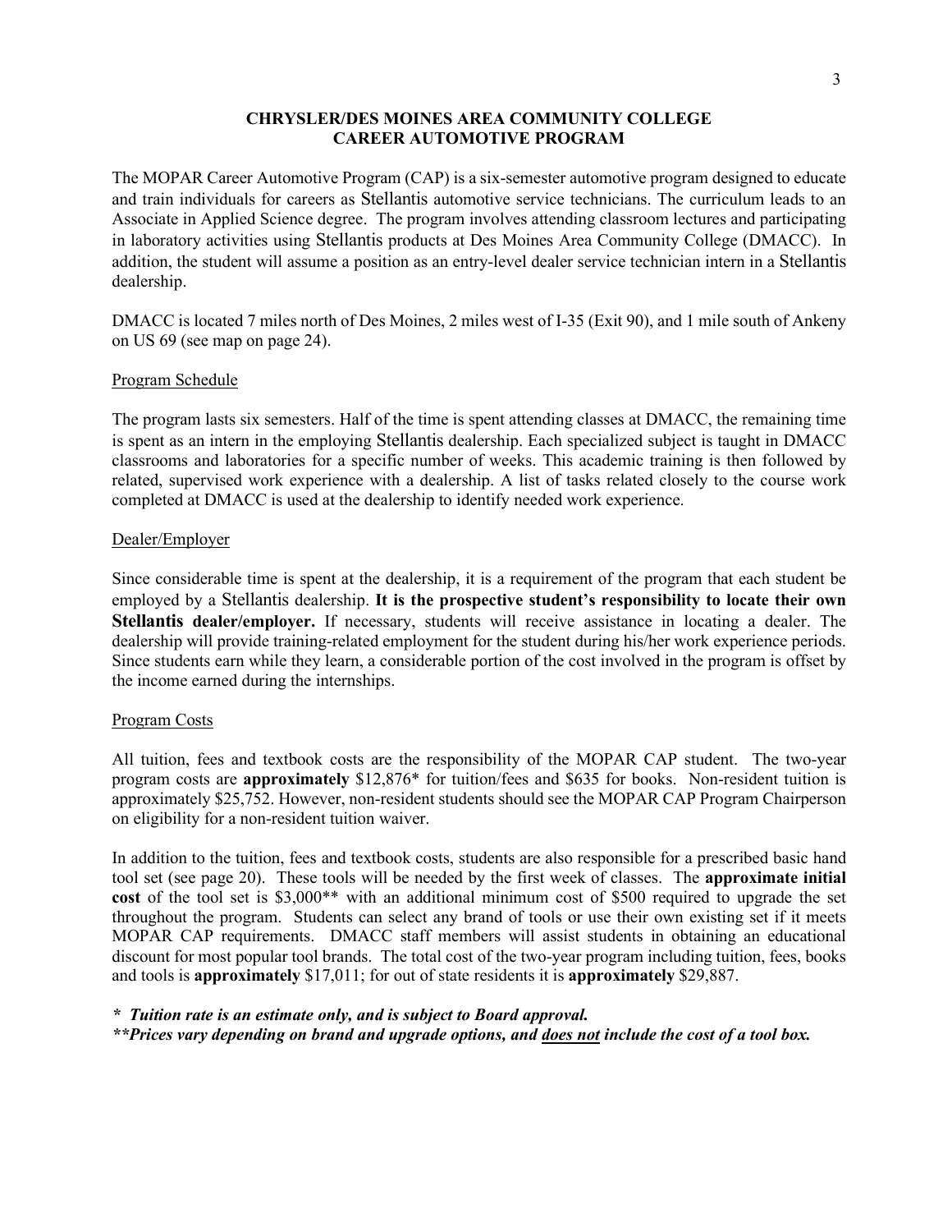# CHRYSLER/DES MOINES AREA COMMUNITY COLLEGE
# CAREER AUTOMOTIVE PROGRAM

The MOPAR Career Automotive Program (CAP) is a six-semester automotive program designed to educate and train individuals for careers as Stellantis automotive service technicians. The curriculum leads to an Associate in Applied Science degree. The program involves attending classroom lectures and participating in laboratory activities using Stellantis products at Des Moines Area Community College (DMACC). In addition, the student will assume a position as an entry-level dealer service technician intern in a Stellantis dealership.

DMACC is located 7 miles north of Des Moines, 2 miles west of I-35 (Exit 90), and 1 mile south of Ankeny on US 69 (see map on page 24).

## Program Schedule

The program lasts six semesters. Half of the time is spent attending classes at DMACC, the remaining time is spent as an intern in the employing Stellantis dealership. Each specialized subject is taught in DMACC classrooms and laboratories for a specific number of weeks. This academic training is then followed by related, supervised work experience with a dealership. A list of tasks related closely to the course work completed at DMACC is used at the dealership to identify needed work experience.

## Dealer/Employer

Since considerable time is spent at the dealership, it is a requirement of the program that each student be employed by a Stellantis dealership. **It is the prospective student's responsibility to locate their own Stellantis dealer/employer.** If necessary, students will receive assistance in locating a dealer. The dealership will provide training-related employment for the student during his/her work experience periods. Since students earn while they learn, a considerable portion of the cost involved in the program is offset by the income earned during the internships.

## Program Costs

All tuition, fees and textbook costs are the responsibility of the MOPAR CAP student. The two-year program costs are **approximately** $12,876* for tuition/fees and $635 for books. Non-resident tuition is approximately $25,752. However, non-resident students should see the MOPAR CAP Program Chairperson on eligibility for a non-resident tuition waiver.

In addition to the tuition, fees and textbook costs, students are also responsible for a prescribed basic hand tool set (see page 20). These tools will be needed by the first week of classes. The **approximate initial cost** of the tool set is $3,000** with an additional minimum cost of $500 required to upgrade the set throughout the program. Students can select any brand of tools or use their own existing set if it meets MOPAR CAP requirements. DMACC staff members will assist students in obtaining an educational discount for most popular tool brands. The total cost of the two-year program including tuition, fees, books and tools is **approximately** $17,011; for out of state residents it is **approximately** $29,887.

***\* Tuition rate is an estimate only, and is subject to Board approval.***

***\*\*Prices vary depending on brand and upgrade options, and <u>does not</u> include the cost of a tool box.***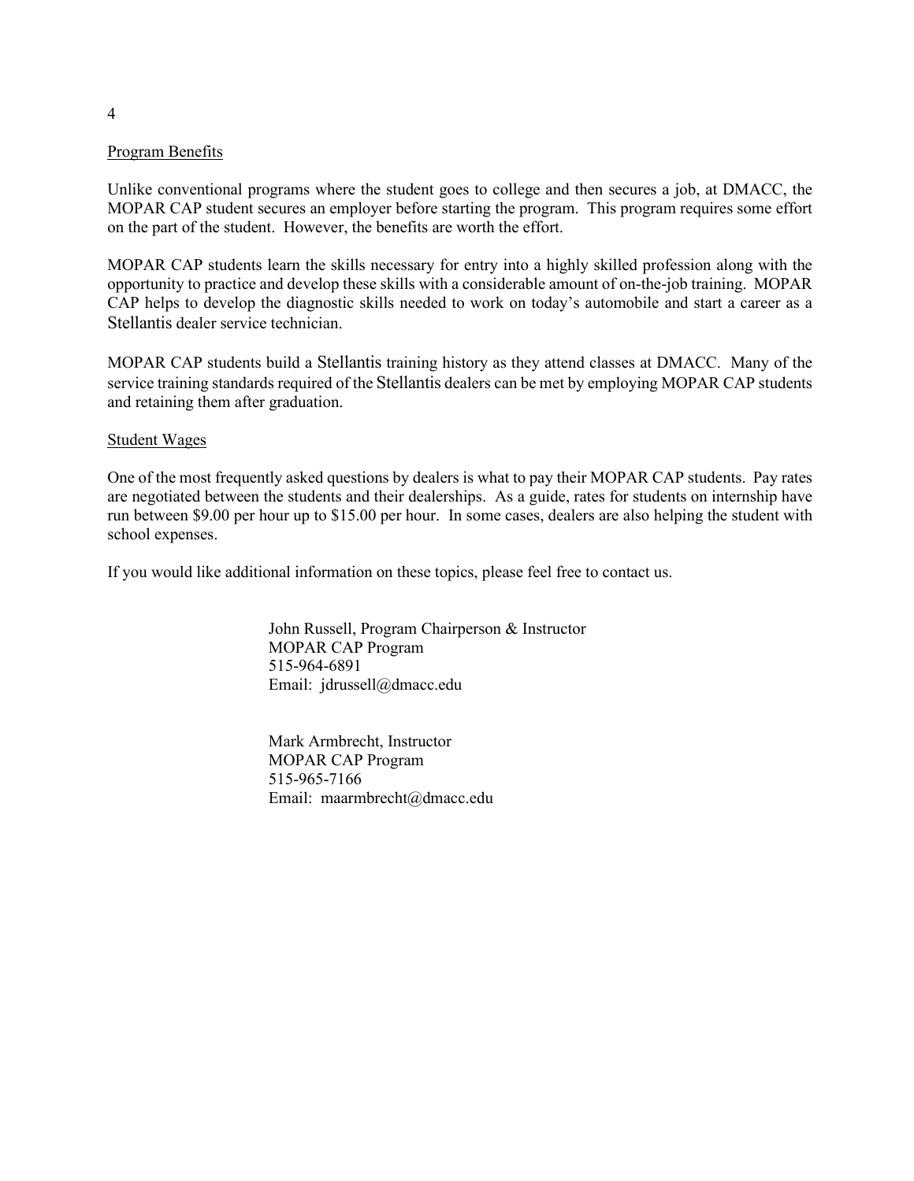## Program Benefits

Unlike conventional programs where the student goes to college and then secures a job, at DMACC, the MOPAR CAP student secures an employer before starting the program. This program requires some effort on the part of the student. However, the benefits are worth the effort.

MOPAR CAP students learn the skills necessary for entry into a highly skilled profession along with the opportunity to practice and develop these skills with a considerable amount of on-the-job training. MOPAR CAP helps to develop the diagnostic skills needed to work on today's automobile and start a career as a Stellantis dealer service technician.

MOPAR CAP students build a Stellantis training history as they attend classes at DMACC. Many of the service training standards required of the Stellantis dealers can be met by employing MOPAR CAP students and retaining them after graduation.

## Student Wages

One of the most frequently asked questions by dealers is what to pay their MOPAR CAP students. Pay rates are negotiated between the students and their dealerships. As a guide, rates for students on internship have run between $9.00 per hour up to $15.00 per hour. In some cases, dealers are also helping the student with school expenses.

If you would like additional information on these topics, please feel free to contact us.

John Russell, Program Chairperson & Instructor
MOPAR CAP Program
515-964-6891
Email: jdrussell@dmacc.edu

Mark Armbrecht, Instructor
MOPAR CAP Program
515-965-7166
Email: maarmbrecht@dmacc.edu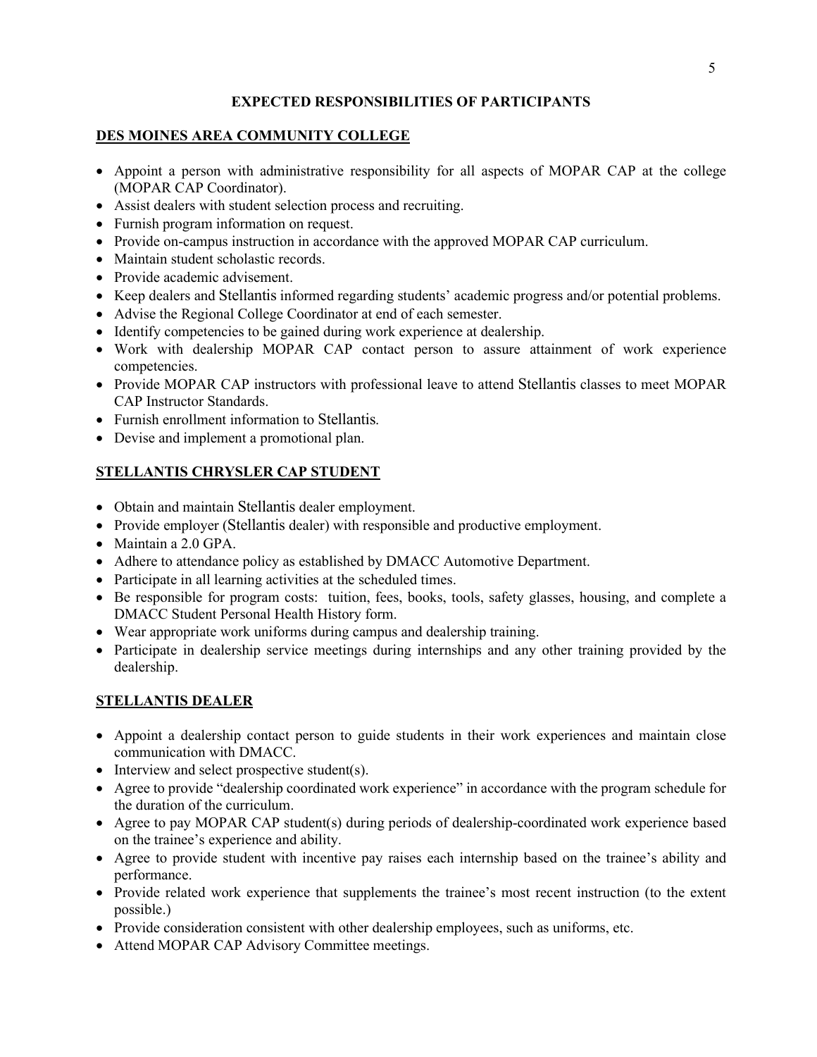## EXPECTED RESPONSIBILITIES OF PARTICIPANTS

### DES MOINES AREA COMMUNITY COLLEGE

- Appoint a person with administrative responsibility for all aspects of MOPAR CAP at the college (MOPAR CAP Coordinator).
- Assist dealers with student selection process and recruiting.
- Furnish program information on request.
- Provide on-campus instruction in accordance with the approved MOPAR CAP curriculum.
- Maintain student scholastic records.
- Provide academic advisement.
- Keep dealers and Stellantis informed regarding students' academic progress and/or potential problems.
- Advise the Regional College Coordinator at end of each semester.
- Identify competencies to be gained during work experience at dealership.
- Work with dealership MOPAR CAP contact person to assure attainment of work experience competencies.
- Provide MOPAR CAP instructors with professional leave to attend Stellantis classes to meet MOPAR CAP Instructor Standards.
- Furnish enrollment information to Stellantis.
- Devise and implement a promotional plan.

### STELLANTIS CHRYSLER CAP STUDENT

- Obtain and maintain Stellantis dealer employment.
- Provide employer (Stellantis dealer) with responsible and productive employment.
- Maintain a 2.0 GPA.
- Adhere to attendance policy as established by DMACC Automotive Department.
- Participate in all learning activities at the scheduled times.
- Be responsible for program costs: tuition, fees, books, tools, safety glasses, housing, and complete a DMACC Student Personal Health History form.
- Wear appropriate work uniforms during campus and dealership training.
- Participate in dealership service meetings during internships and any other training provided by the dealership.

### STELLANTIS DEALER

- Appoint a dealership contact person to guide students in their work experiences and maintain close communication with DMACC.
- Interview and select prospective student(s).
- Agree to provide "dealership coordinated work experience" in accordance with the program schedule for the duration of the curriculum.
- Agree to pay MOPAR CAP student(s) during periods of dealership-coordinated work experience based on the trainee's experience and ability.
- Agree to provide student with incentive pay raises each internship based on the trainee's ability and performance.
- Provide related work experience that supplements the trainee's most recent instruction (to the extent possible.)
- Provide consideration consistent with other dealership employees, such as uniforms, etc.
- Attend MOPAR CAP Advisory Committee meetings.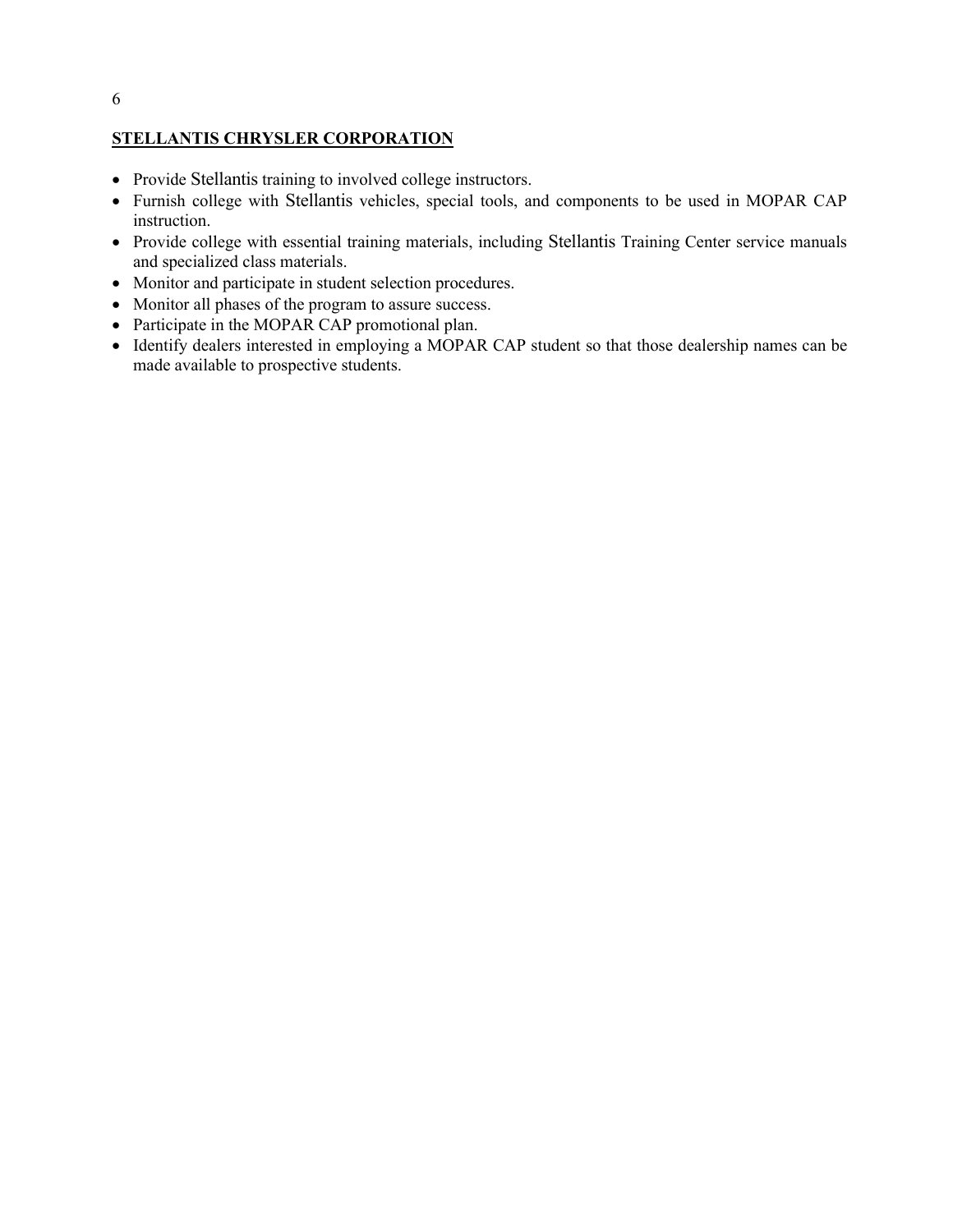**STELLANTIS CHRYSLER CORPORATION**

- Provide Stellantis training to involved college instructors.
- Furnish college with Stellantis vehicles, special tools, and components to be used in MOPAR CAP instruction.
- Provide college with essential training materials, including Stellantis Training Center service manuals and specialized class materials.
- Monitor and participate in student selection procedures.
- Monitor all phases of the program to assure success.
- Participate in the MOPAR CAP promotional plan.
- Identify dealers interested in employing a MOPAR CAP student so that those dealership names can be made available to prospective students.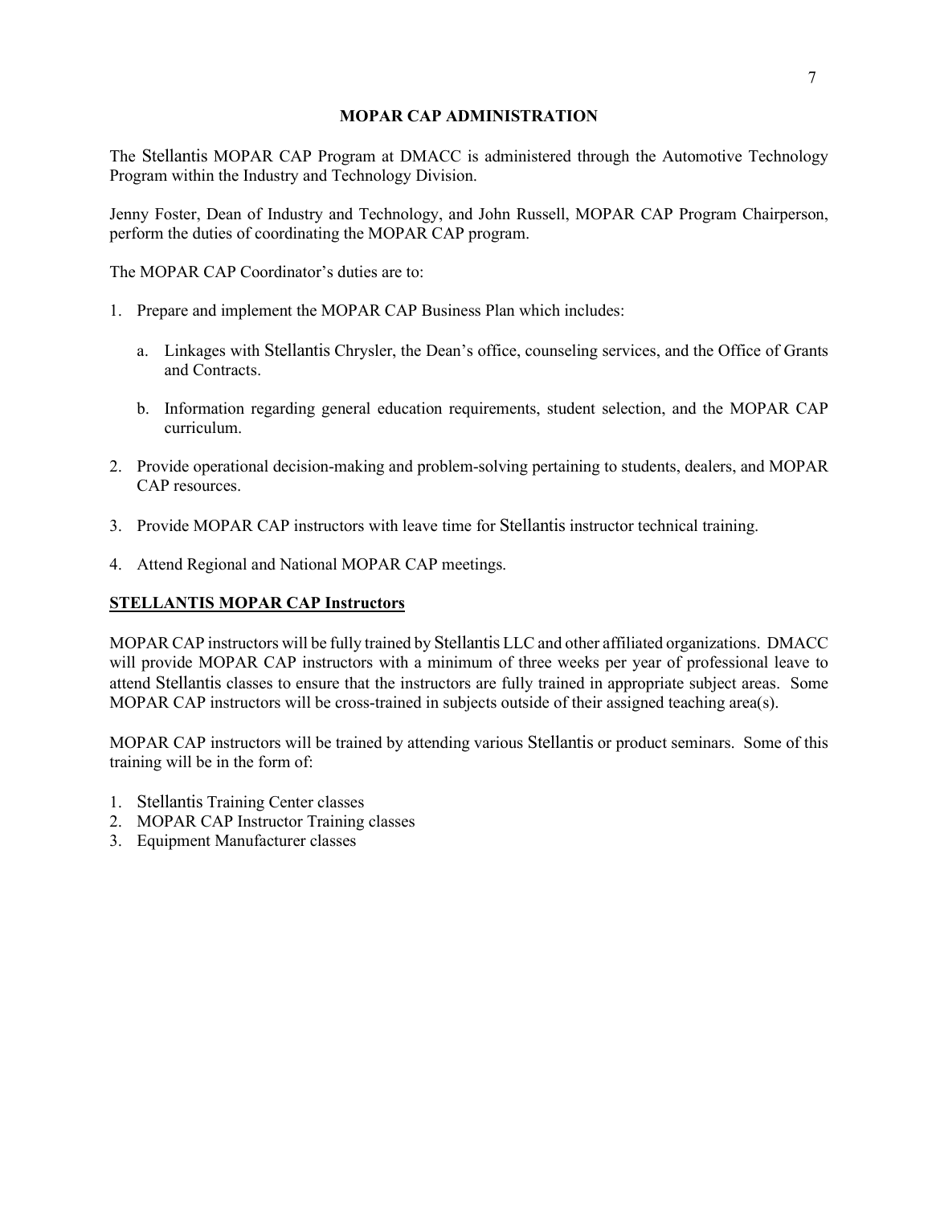## MOPAR CAP ADMINISTRATION

The Stellantis MOPAR CAP Program at DMACC is administered through the Automotive Technology Program within the Industry and Technology Division.

Jenny Foster, Dean of Industry and Technology, and John Russell, MOPAR CAP Program Chairperson, perform the duties of coordinating the MOPAR CAP program.

The MOPAR CAP Coordinator's duties are to:

1. Prepare and implement the MOPAR CAP Business Plan which includes:

   a. Linkages with Stellantis Chrysler, the Dean's office, counseling services, and the Office of Grants and Contracts.

   b. Information regarding general education requirements, student selection, and the MOPAR CAP curriculum.

2. Provide operational decision-making and problem-solving pertaining to students, dealers, and MOPAR CAP resources.

3. Provide MOPAR CAP instructors with leave time for Stellantis instructor technical training.

4. Attend Regional and National MOPAR CAP meetings.

### STELLANTIS MOPAR CAP Instructors

MOPAR CAP instructors will be fully trained by Stellantis LLC and other affiliated organizations. DMACC will provide MOPAR CAP instructors with a minimum of three weeks per year of professional leave to attend Stellantis classes to ensure that the instructors are fully trained in appropriate subject areas. Some MOPAR CAP instructors will be cross-trained in subjects outside of their assigned teaching area(s).

MOPAR CAP instructors will be trained by attending various Stellantis or product seminars. Some of this training will be in the form of:

1. Stellantis Training Center classes
2. MOPAR CAP Instructor Training classes
3. Equipment Manufacturer classes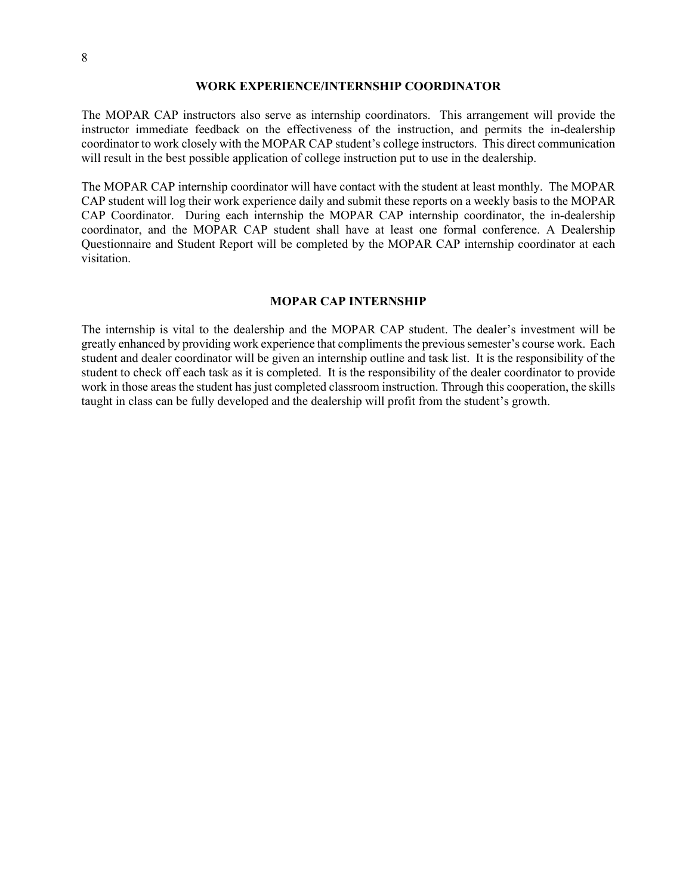## WORK EXPERIENCE/INTERNSHIP COORDINATOR

The MOPAR CAP instructors also serve as internship coordinators. This arrangement will provide the instructor immediate feedback on the effectiveness of the instruction, and permits the in-dealership coordinator to work closely with the MOPAR CAP student's college instructors. This direct communication will result in the best possible application of college instruction put to use in the dealership.

The MOPAR CAP internship coordinator will have contact with the student at least monthly. The MOPAR CAP student will log their work experience daily and submit these reports on a weekly basis to the MOPAR CAP Coordinator. During each internship the MOPAR CAP internship coordinator, the in-dealership coordinator, and the MOPAR CAP student shall have at least one formal conference. A Dealership Questionnaire and Student Report will be completed by the MOPAR CAP internship coordinator at each visitation.

## MOPAR CAP INTERNSHIP

The internship is vital to the dealership and the MOPAR CAP student. The dealer's investment will be greatly enhanced by providing work experience that compliments the previous semester's course work. Each student and dealer coordinator will be given an internship outline and task list. It is the responsibility of the student to check off each task as it is completed. It is the responsibility of the dealer coordinator to provide work in those areas the student has just completed classroom instruction. Through this cooperation, the skills taught in class can be fully developed and the dealership will profit from the student's growth.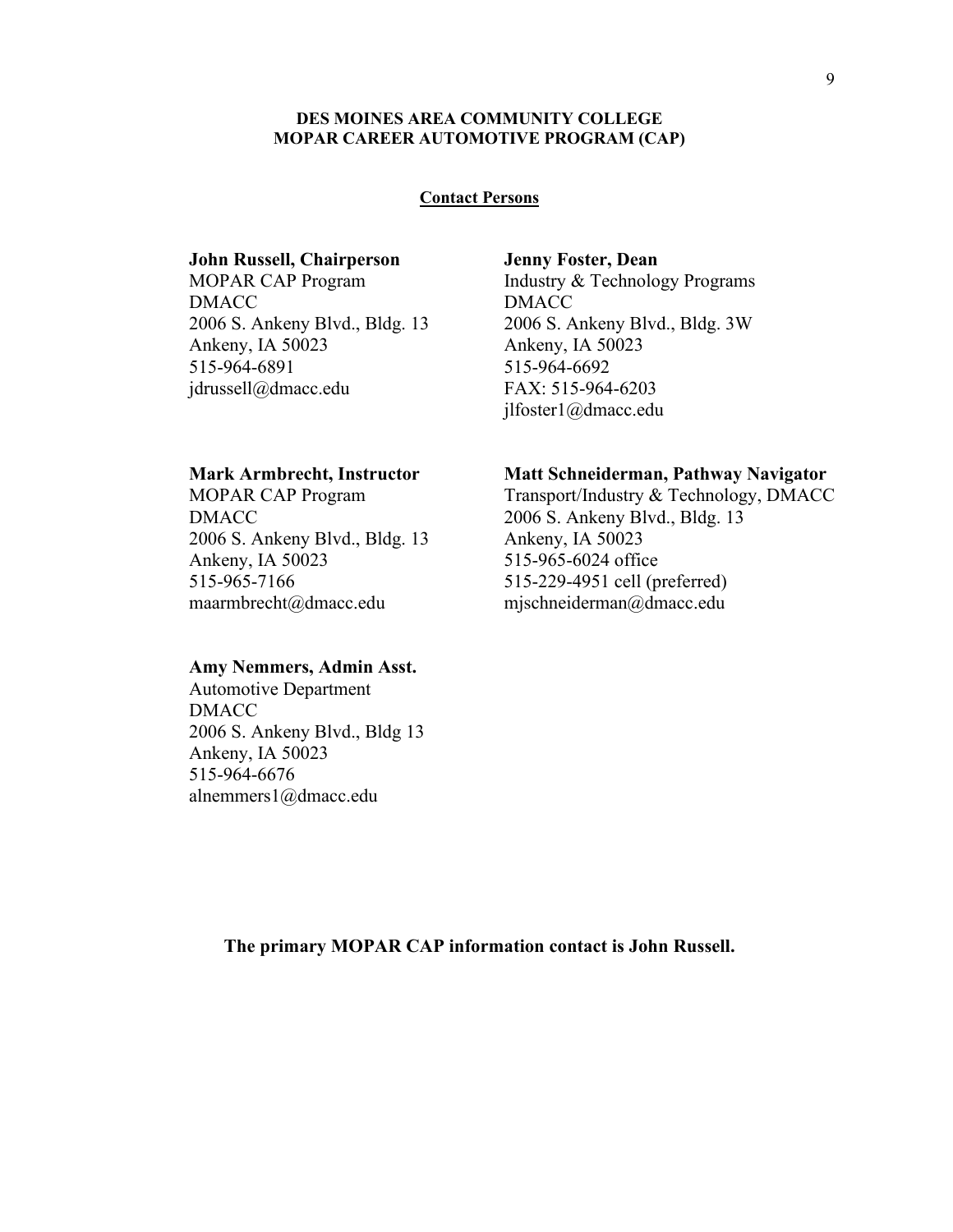**DES MOINES AREA COMMUNITY COLLEGE**
**MOPAR CAREER AUTOMOTIVE PROGRAM (CAP)**

**Contact Persons**

**John Russell, Chairperson**
MOPAR CAP Program
DMACC
2006 S. Ankeny Blvd., Bldg. 13
Ankeny, IA 50023
515-964-6891
jdrussell@dmacc.edu

**Jenny Foster, Dean**
Industry & Technology Programs
DMACC
2006 S. Ankeny Blvd., Bldg. 3W
Ankeny, IA 50023
515-964-6692
FAX: 515-964-6203
jlfoster1@dmacc.edu

**Mark Armbrecht, Instructor**
MOPAR CAP Program
DMACC
2006 S. Ankeny Blvd., Bldg. 13
Ankeny, IA 50023
515-965-7166
maarmbrecht@dmacc.edu

**Matt Schneiderman, Pathway Navigator**
Transport/Industry & Technology, DMACC
2006 S. Ankeny Blvd., Bldg. 13
Ankeny, IA 50023
515-965-6024 office
515-229-4951 cell (preferred)
mjschneiderman@dmacc.edu

**Amy Nemmers, Admin Asst.**
Automotive Department
DMACC
2006 S. Ankeny Blvd., Bldg 13
Ankeny, IA 50023
515-964-6676
alnemmers1@dmacc.edu

**The primary MOPAR CAP information contact is John Russell.**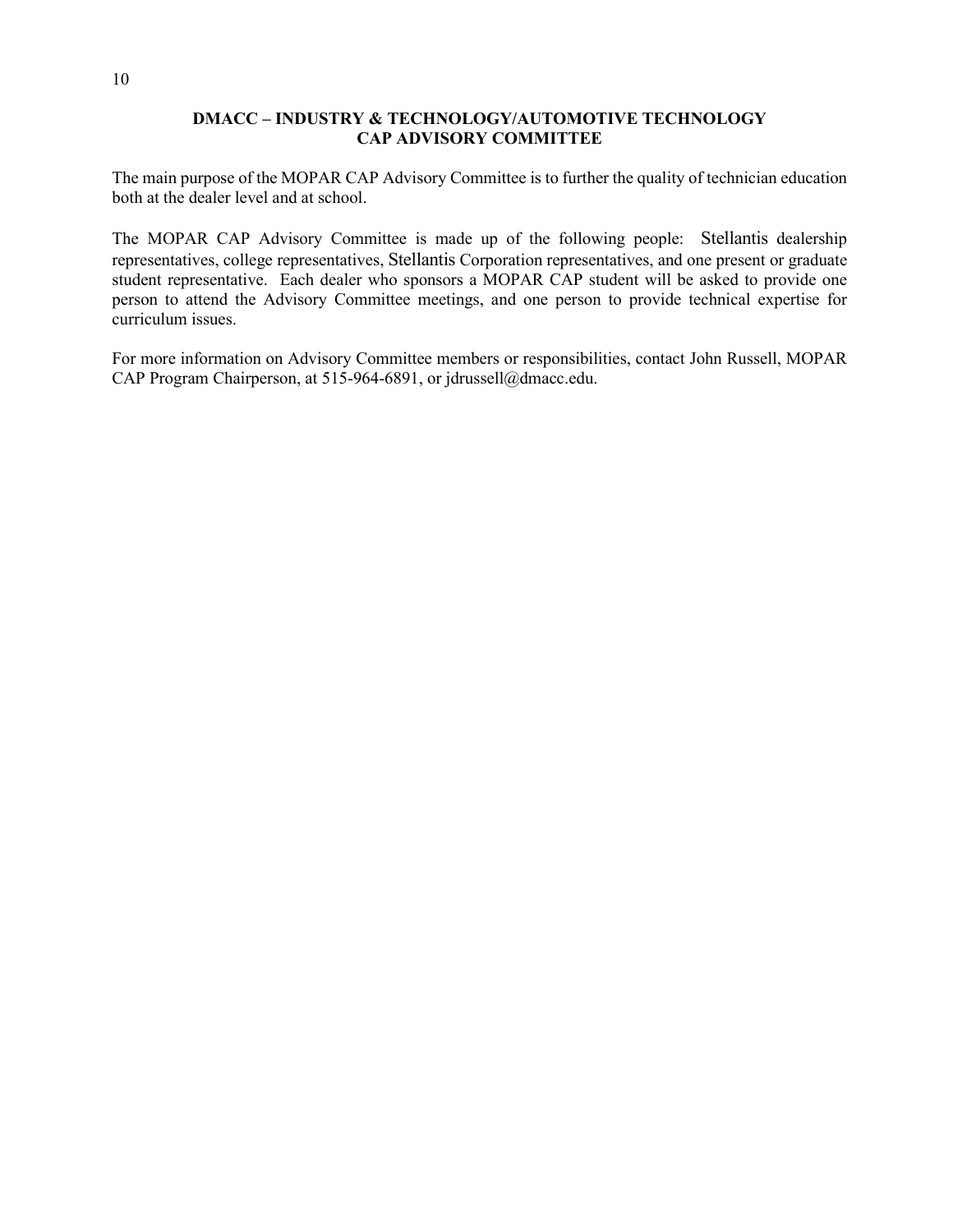## DMACC – INDUSTRY & TECHNOLOGY/AUTOMOTIVE TECHNOLOGY CAP ADVISORY COMMITTEE

The main purpose of the MOPAR CAP Advisory Committee is to further the quality of technician education both at the dealer level and at school.

The MOPAR CAP Advisory Committee is made up of the following people: Stellantis dealership representatives, college representatives, Stellantis Corporation representatives, and one present or graduate student representative. Each dealer who sponsors a MOPAR CAP student will be asked to provide one person to attend the Advisory Committee meetings, and one person to provide technical expertise for curriculum issues.

For more information on Advisory Committee members or responsibilities, contact John Russell, MOPAR CAP Program Chairperson, at 515-964-6891, or jdrussell@dmacc.edu.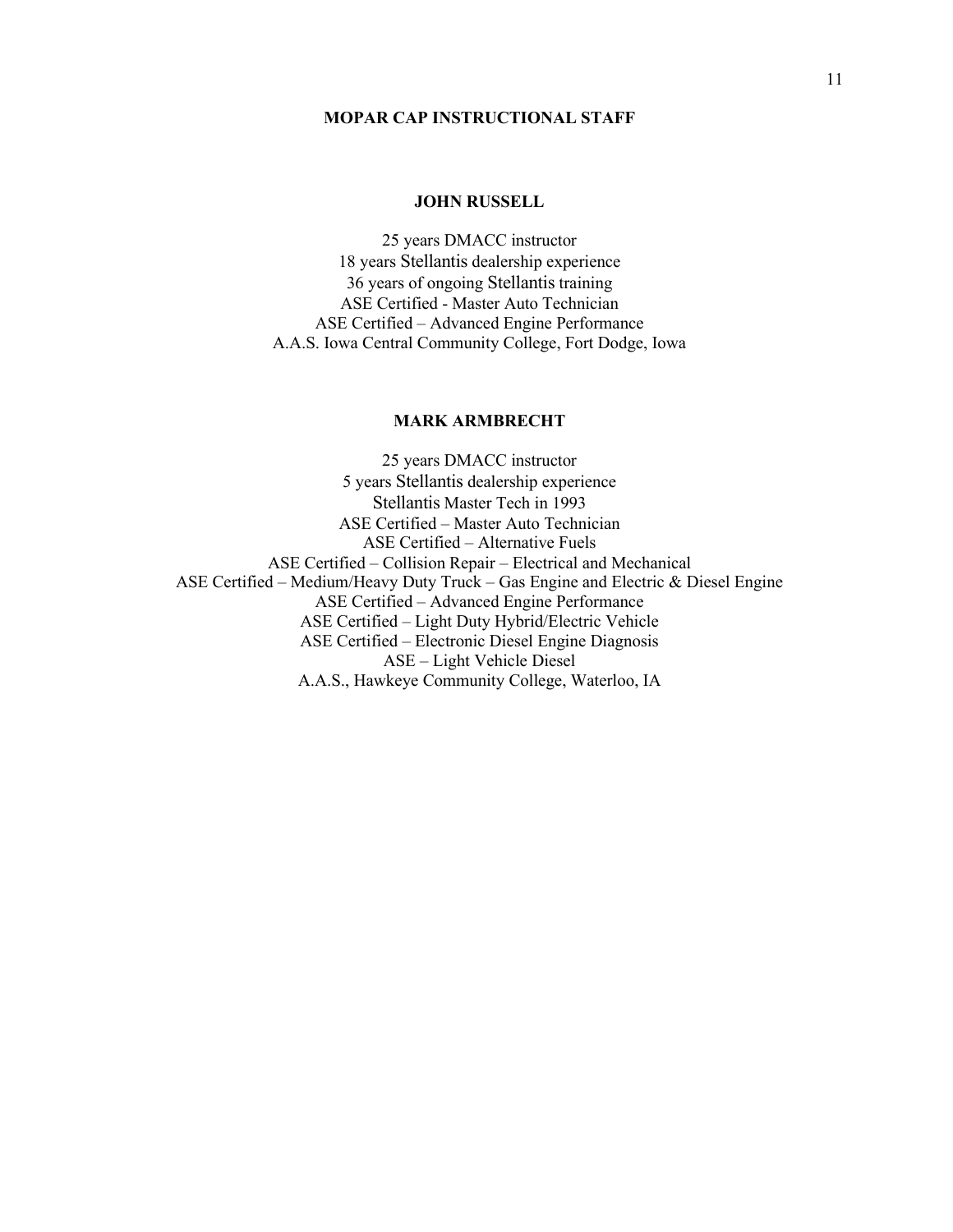## MOPAR CAP INSTRUCTIONAL STAFF

### JOHN RUSSELL

25 years DMACC instructor
18 years Stellantis dealership experience
36 years of ongoing Stellantis training
ASE Certified - Master Auto Technician
ASE Certified – Advanced Engine Performance
A.A.S. Iowa Central Community College, Fort Dodge, Iowa

### MARK ARMBRECHT

25 years DMACC instructor
5 years Stellantis dealership experience
Stellantis Master Tech in 1993
ASE Certified – Master Auto Technician
ASE Certified – Alternative Fuels
ASE Certified – Collision Repair – Electrical and Mechanical
ASE Certified – Medium/Heavy Duty Truck – Gas Engine and Electric & Diesel Engine
ASE Certified – Advanced Engine Performance
ASE Certified – Light Duty Hybrid/Electric Vehicle
ASE Certified – Electronic Diesel Engine Diagnosis
ASE – Light Vehicle Diesel
A.A.S., Hawkeye Community College, Waterloo, IA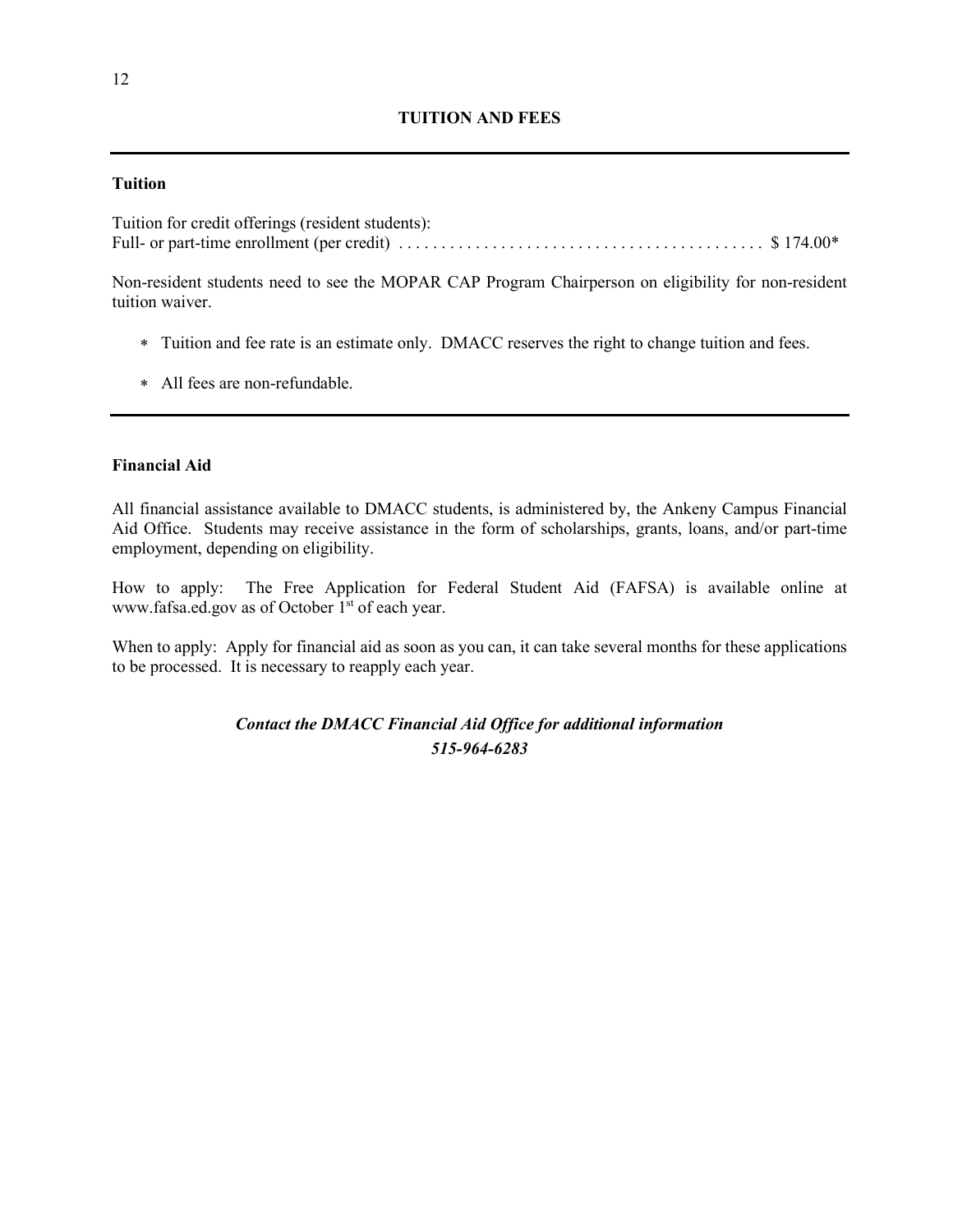## TUITION AND FEES

---

### Tuition

Tuition for credit offerings (resident students):
Full- or part-time enrollment (per credit) . . . . . . . . . . . . . . . . . . . . . . . . . . . . . . . . . . . . . . . . . . $ 174.00*

Non-resident students need to see the MOPAR CAP Program Chairperson on eligibility for non-resident tuition waiver.

- Tuition and fee rate is an estimate only. DMACC reserves the right to change tuition and fees.
- All fees are non-refundable.

---

### Financial Aid

All financial assistance available to DMACC students, is administered by, the Ankeny Campus Financial Aid Office. Students may receive assistance in the form of scholarships, grants, loans, and/or part-time employment, depending on eligibility.

How to apply: The Free Application for Federal Student Aid (FAFSA) is available online at www.fafsa.ed.gov as of October 1st of each year.

When to apply: Apply for financial aid as soon as you can, it can take several months for these applications to be processed. It is necessary to reapply each year.

***Contact the DMACC Financial Aid Office for additional information***
***515-964-6283***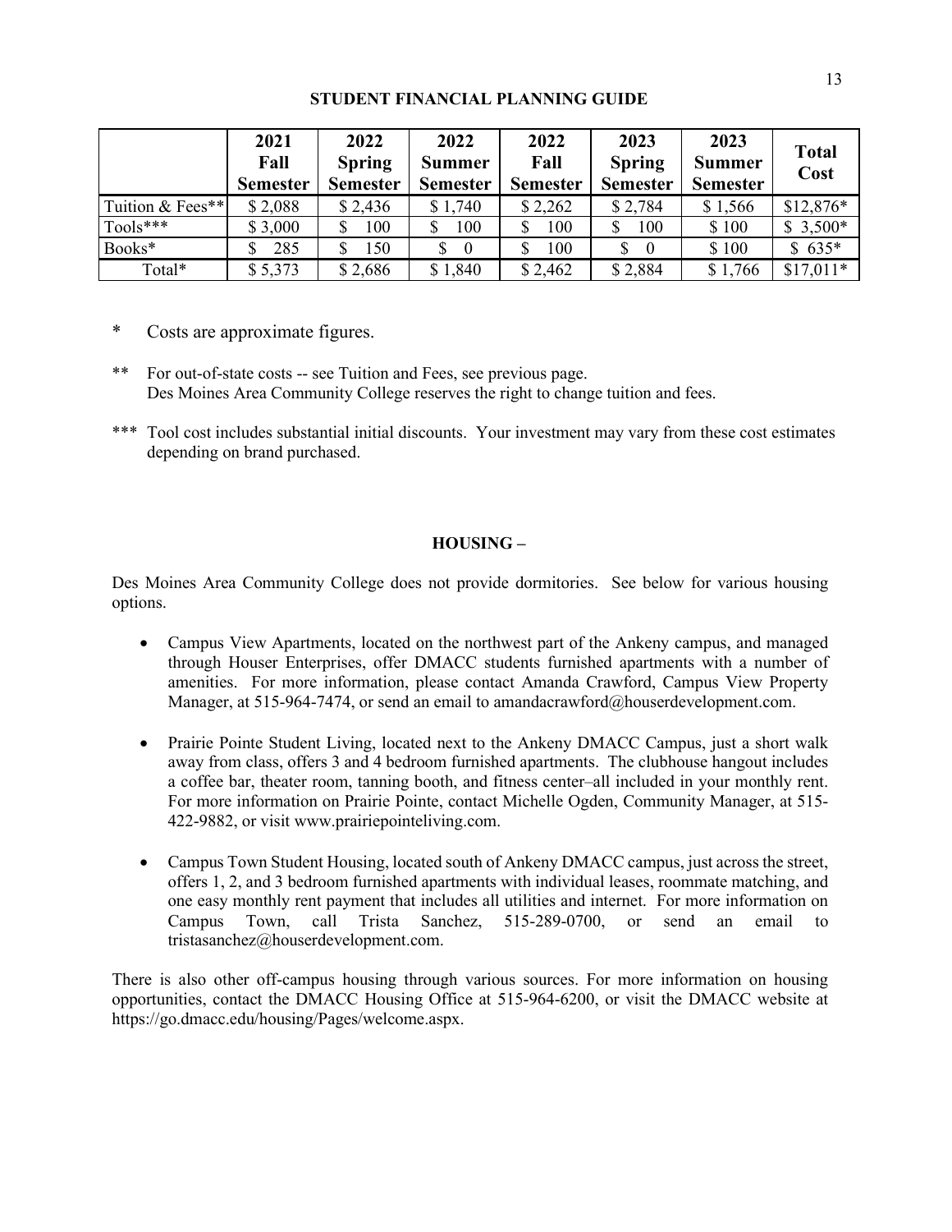## STUDENT FINANCIAL PLANNING GUIDE

| | 2021 Fall Semester | 2022 Spring Semester | 2022 Summer Semester | 2022 Fall Semester | 2023 Spring Semester | 2023 Summer Semester | Total Cost |
|---|---|---|---|---|---|---|---|
| Tuition & Fees** | $ 2,088 | $ 2,436 | $ 1,740 | $ 2,262 | $ 2,784 | $ 1,566 | $12,876* |
| Tools*** | $ 3,000 | $ 100 | $ 100 | $ 100 | $ 100 | $ 100 | $ 3,500* |
| Books* | $ 285 | $ 150 | $ 0 | $ 100 | $ 0 | $ 100 | $ 635* |
| Total* | $ 5,373 | $ 2,686 | $ 1,840 | $ 2,462 | $ 2,884 | $ 1,766 | $17,011* |

\* Costs are approximate figures.

** For out-of-state costs -- see Tuition and Fees, see previous page.
Des Moines Area Community College reserves the right to change tuition and fees.

*** Tool cost includes substantial initial discounts. Your investment may vary from these cost estimates depending on brand purchased.

## HOUSING –

Des Moines Area Community College does not provide dormitories. See below for various housing options.

- Campus View Apartments, located on the northwest part of the Ankeny campus, and managed through Houser Enterprises, offer DMACC students furnished apartments with a number of amenities. For more information, please contact Amanda Crawford, Campus View Property Manager, at 515-964-7474, or send an email to amandacrawford@houserdevelopment.com.
- Prairie Pointe Student Living, located next to the Ankeny DMACC Campus, just a short walk away from class, offers 3 and 4 bedroom furnished apartments. The clubhouse hangout includes a coffee bar, theater room, tanning booth, and fitness center–all included in your monthly rent. For more information on Prairie Pointe, contact Michelle Ogden, Community Manager, at 515-422-9882, or visit www.prairiepointeliving.com.
- Campus Town Student Housing, located south of Ankeny DMACC campus, just across the street, offers 1, 2, and 3 bedroom furnished apartments with individual leases, roommate matching, and one easy monthly rent payment that includes all utilities and internet. For more information on Campus Town, call Trista Sanchez, 515-289-0700, or send an email to tristasanchez@houserdevelopment.com.

There is also other off-campus housing through various sources. For more information on housing opportunities, contact the DMACC Housing Office at 515-964-6200, or visit the DMACC website at https://go.dmacc.edu/housing/Pages/welcome.aspx.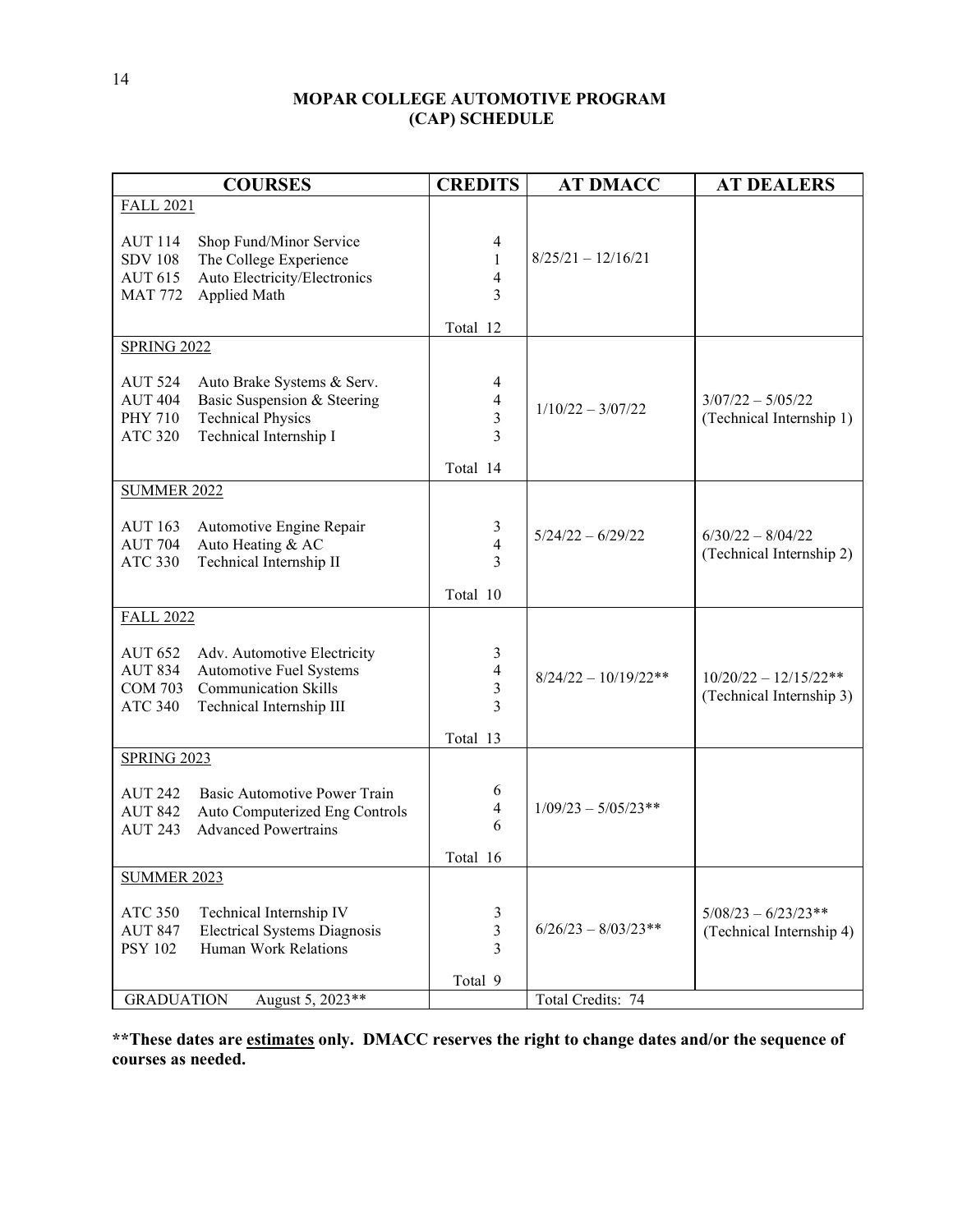# MOPAR COLLEGE AUTOMOTIVE PROGRAM (CAP) SCHEDULE

| COURSES | CREDITS | AT DMACC | AT DEALERS |
|---|---|---|---|
| FALL 2021 | | | |
| AUT 114 Shop Fund/Minor Service | 4 | 8/25/21 – 12/16/21 | |
| SDV 108 The College Experience | 1 | | |
| AUT 615 Auto Electricity/Electronics | 4 | | |
| MAT 772 Applied Math | 3 | | |
| | Total 12 | | |
| SPRING 2022 | | | |
| AUT 524 Auto Brake Systems & Serv. | 4 | 1/10/22 – 3/07/22 | 3/07/22 – 5/05/22 (Technical Internship 1) |
| AUT 404 Basic Suspension & Steering | 4 | | |
| PHY 710 Technical Physics | 3 | | |
| ATC 320 Technical Internship I | 3 | | |
| | Total 14 | | |
| SUMMER 2022 | | | |
| AUT 163 Automotive Engine Repair | 3 | 5/24/22 – 6/29/22 | 6/30/22 – 8/04/22 (Technical Internship 2) |
| AUT 704 Auto Heating & AC | 4 | | |
| ATC 330 Technical Internship II | 3 | | |
| | Total 10 | | |
| FALL 2022 | | | |
| AUT 652 Adv. Automotive Electricity | 3 | 8/24/22 – 10/19/22** | 10/20/22 – 12/15/22** (Technical Internship 3) |
| AUT 834 Automotive Fuel Systems | 4 | | |
| COM 703 Communication Skills | 3 | | |
| ATC 340 Technical Internship III | 3 | | |
| | Total 13 | | |
| SPRING 2023 | | | |
| AUT 242 Basic Automotive Power Train | 6 | 1/09/23 – 5/05/23** | |
| AUT 842 Auto Computerized Eng Controls | 4 | | |
| AUT 243 Advanced Powertrains | 6 | | |
| | Total 16 | | |
| SUMMER 2023 | | | |
| ATC 350 Technical Internship IV | 3 | 6/26/23 – 8/03/23** | 5/08/23 – 6/23/23** (Technical Internship 4) |
| AUT 847 Electrical Systems Diagnosis | 3 | | |
| PSY 102 Human Work Relations | 3 | | |
| | Total 9 | | |
| GRADUATION August 5, 2023** | | Total Credits: 74 | |

**\*\*These dates are <u>estimates</u> only. DMACC reserves the right to change dates and/or the sequence of courses as needed.**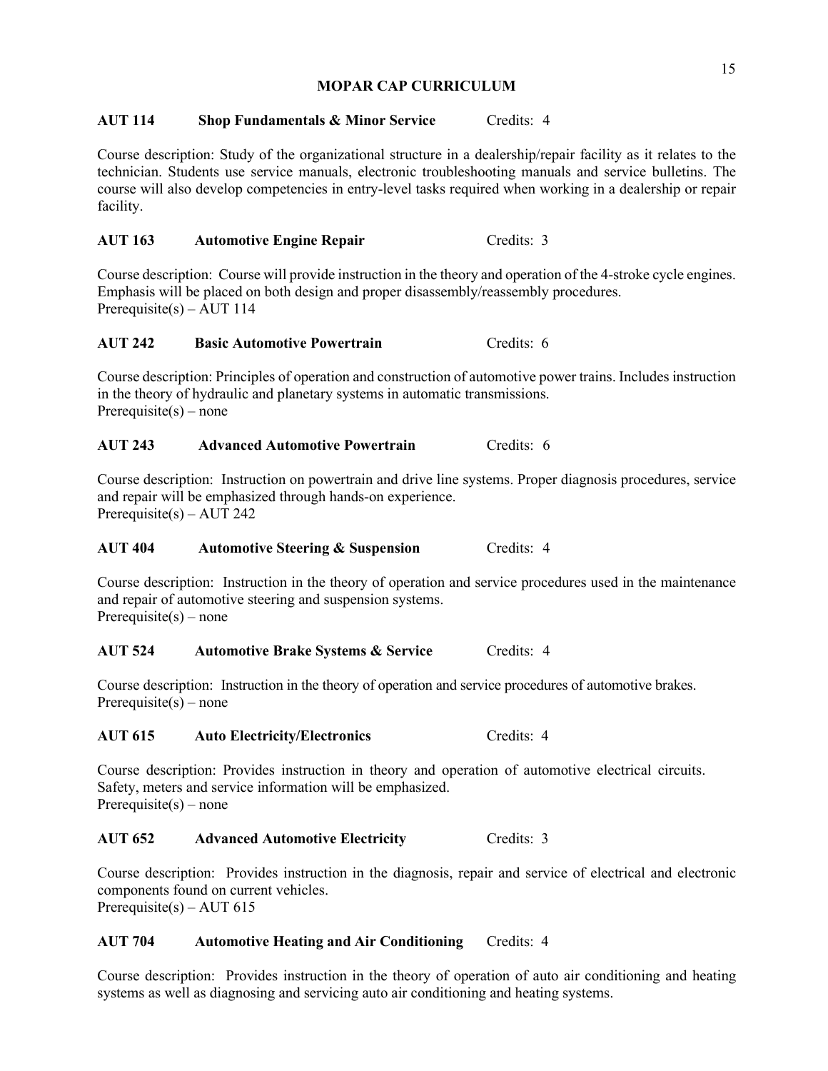## MOPAR CAP CURRICULUM

**AUT 114 Shop Fundamentals & Minor Service** Credits: 4

Course description: Study of the organizational structure in a dealership/repair facility as it relates to the technician. Students use service manuals, electronic troubleshooting manuals and service bulletins. The course will also develop competencies in entry-level tasks required when working in a dealership or repair facility.

**AUT 163 Automotive Engine Repair** Credits: 3

Course description: Course will provide instruction in the theory and operation of the 4-stroke cycle engines. Emphasis will be placed on both design and proper disassembly/reassembly procedures.
Prerequisite(s) – AUT 114

**AUT 242 Basic Automotive Powertrain** Credits: 6

Course description: Principles of operation and construction of automotive power trains. Includes instruction in the theory of hydraulic and planetary systems in automatic transmissions.
Prerequisite(s) – none

**AUT 243 Advanced Automotive Powertrain** Credits: 6

Course description: Instruction on powertrain and drive line systems. Proper diagnosis procedures, service and repair will be emphasized through hands-on experience.
Prerequisite(s) – AUT 242

**AUT 404 Automotive Steering & Suspension** Credits: 4

Course description: Instruction in the theory of operation and service procedures used in the maintenance and repair of automotive steering and suspension systems.
Prerequisite(s) – none

**AUT 524 Automotive Brake Systems & Service** Credits: 4

Course description: Instruction in the theory of operation and service procedures of automotive brakes.
Prerequisite(s) – none

**AUT 615 Auto Electricity/Electronics** Credits: 4

Course description: Provides instruction in theory and operation of automotive electrical circuits. Safety, meters and service information will be emphasized.
Prerequisite(s) – none

**AUT 652 Advanced Automotive Electricity** Credits: 3

Course description: Provides instruction in the diagnosis, repair and service of electrical and electronic components found on current vehicles.
Prerequisite(s) – AUT 615

**AUT 704 Automotive Heating and Air Conditioning** Credits: 4

Course description: Provides instruction in the theory of operation of auto air conditioning and heating systems as well as diagnosing and servicing auto air conditioning and heating systems.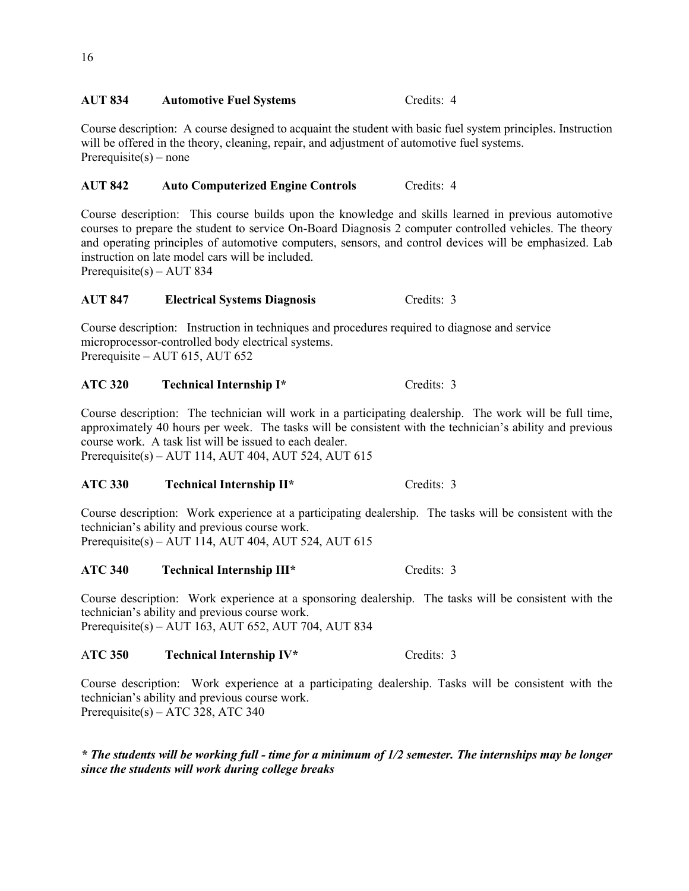**AUT 834 Automotive Fuel Systems** Credits: 4

Course description: A course designed to acquaint the student with basic fuel system principles. Instruction will be offered in the theory, cleaning, repair, and adjustment of automotive fuel systems.
Prerequisite(s) – none

**AUT 842 Auto Computerized Engine Controls** Credits: 4

Course description: This course builds upon the knowledge and skills learned in previous automotive courses to prepare the student to service On-Board Diagnosis 2 computer controlled vehicles. The theory and operating principles of automotive computers, sensors, and control devices will be emphasized. Lab instruction on late model cars will be included.
Prerequisite(s) – AUT 834

**AUT 847 Electrical Systems Diagnosis** Credits: 3

Course description: Instruction in techniques and procedures required to diagnose and service microprocessor-controlled body electrical systems.
Prerequisite – AUT 615, AUT 652

**ATC 320 Technical Internship I*** Credits: 3

Course description: The technician will work in a participating dealership. The work will be full time, approximately 40 hours per week. The tasks will be consistent with the technician's ability and previous course work. A task list will be issued to each dealer.
Prerequisite(s) – AUT 114, AUT 404, AUT 524, AUT 615

**ATC 330 Technical Internship II*** Credits: 3

Course description: Work experience at a participating dealership. The tasks will be consistent with the technician's ability and previous course work.
Prerequisite(s) – AUT 114, AUT 404, AUT 524, AUT 615

**ATC 340 Technical Internship III*** Credits: 3

Course description: Work experience at a sponsoring dealership. The tasks will be consistent with the technician's ability and previous course work.
Prerequisite(s) – AUT 163, AUT 652, AUT 704, AUT 834

A**TC 350 Technical Internship IV*** Credits: 3

Course description: Work experience at a participating dealership. Tasks will be consistent with the technician's ability and previous course work.
Prerequisite(s) – ATC 328, ATC 340

***\* The students will be working full - time for a minimum of 1/2 semester. The internships may be longer since the students will work during college breaks***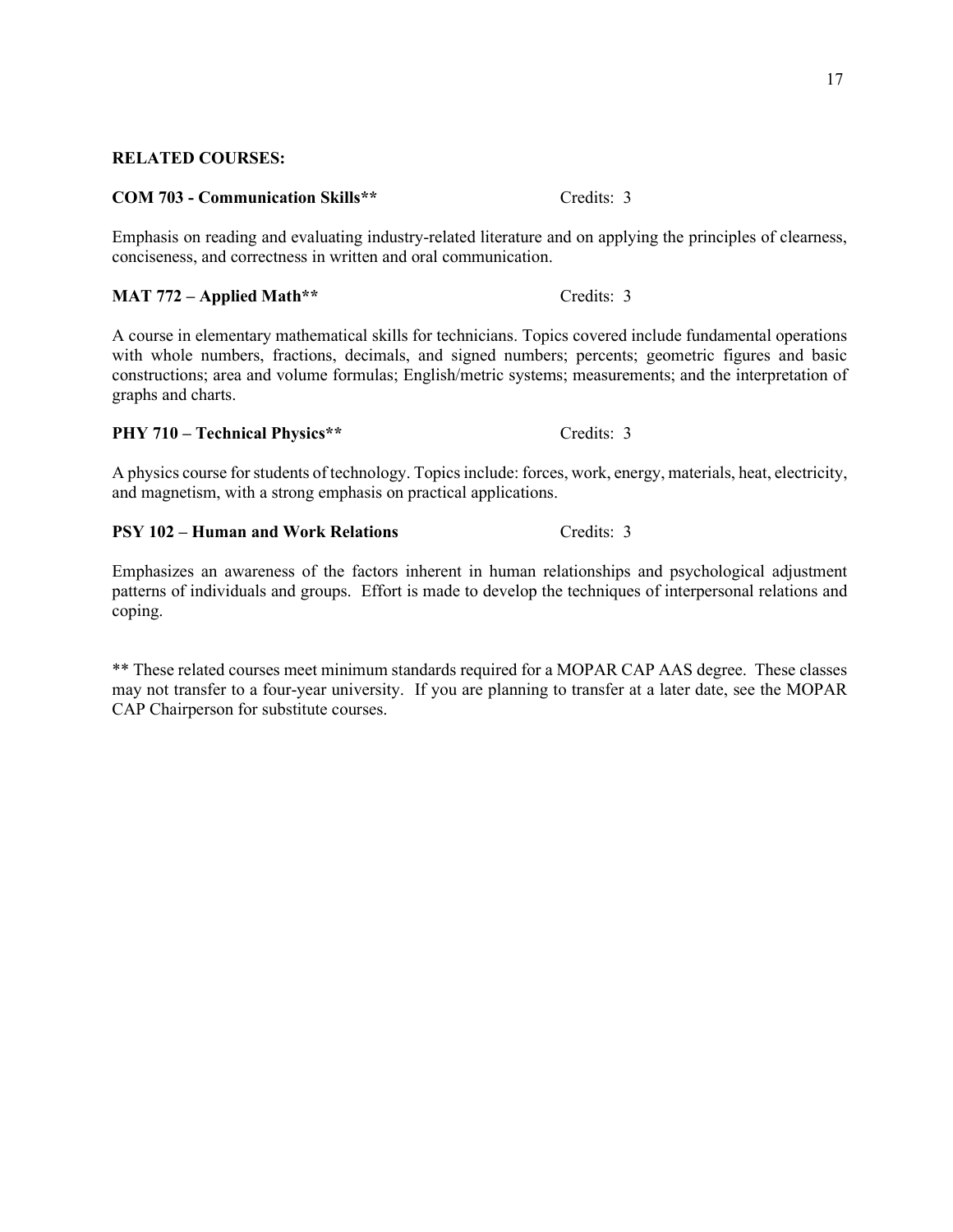**RELATED COURSES:**

**COM 703 - Communication Skills**** Credits: 3

Emphasis on reading and evaluating industry-related literature and on applying the principles of clearness, conciseness, and correctness in written and oral communication.

**MAT 772 – Applied Math**** Credits: 3

A course in elementary mathematical skills for technicians. Topics covered include fundamental operations with whole numbers, fractions, decimals, and signed numbers; percents; geometric figures and basic constructions; area and volume formulas; English/metric systems; measurements; and the interpretation of graphs and charts.

**PHY 710 – Technical Physics**** Credits: 3

A physics course for students of technology. Topics include: forces, work, energy, materials, heat, electricity, and magnetism, with a strong emphasis on practical applications.

**PSY 102 – Human and Work Relations** Credits: 3

Emphasizes an awareness of the factors inherent in human relationships and psychological adjustment patterns of individuals and groups. Effort is made to develop the techniques of interpersonal relations and coping.

** These related courses meet minimum standards required for a MOPAR CAP AAS degree. These classes may not transfer to a four-year university. If you are planning to transfer at a later date, see the MOPAR CAP Chairperson for substitute courses.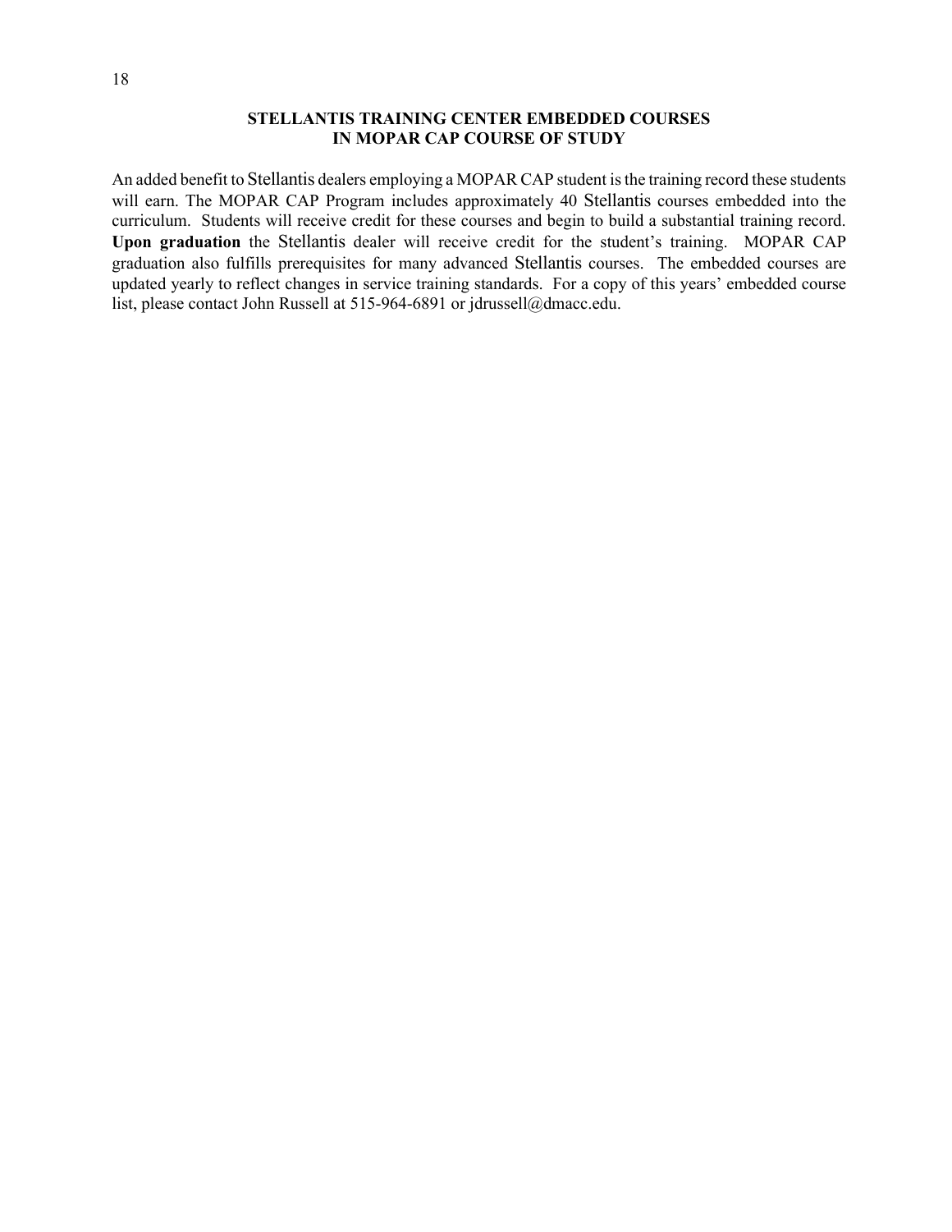## STELLANTIS TRAINING CENTER EMBEDDED COURSES IN MOPAR CAP COURSE OF STUDY

An added benefit to Stellantis dealers employing a MOPAR CAP student is the training record these students will earn. The MOPAR CAP Program includes approximately 40 Stellantis courses embedded into the curriculum. Students will receive credit for these courses and begin to build a substantial training record. **Upon graduation** the Stellantis dealer will receive credit for the student's training. MOPAR CAP graduation also fulfills prerequisites for many advanced Stellantis courses. The embedded courses are updated yearly to reflect changes in service training standards. For a copy of this years' embedded course list, please contact John Russell at 515-964-6891 or jdrussell@dmacc.edu.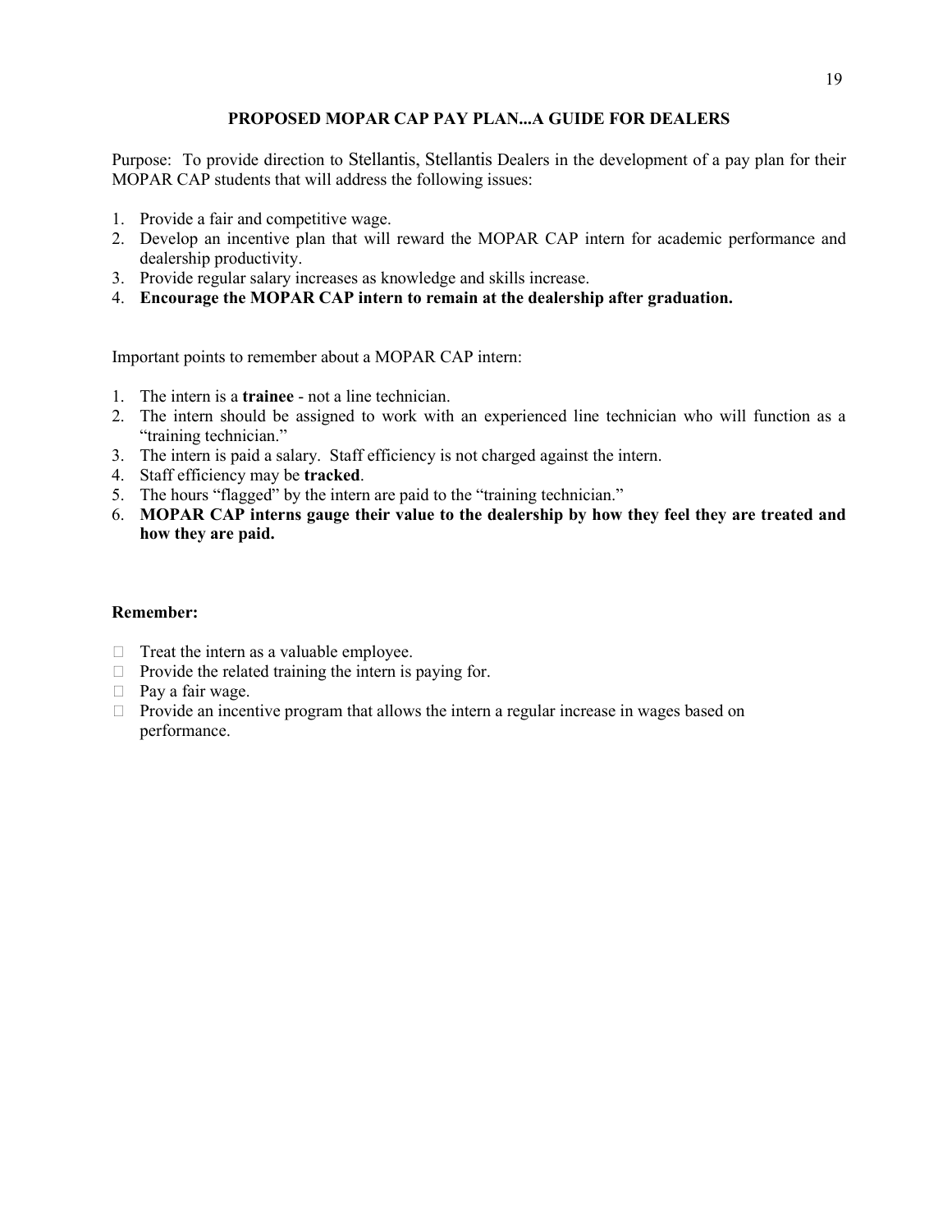## PROPOSED MOPAR CAP PAY PLAN...A GUIDE FOR DEALERS

Purpose: To provide direction to Stellantis, Stellantis Dealers in the development of a pay plan for their MOPAR CAP students that will address the following issues:

1. Provide a fair and competitive wage.
2. Develop an incentive plan that will reward the MOPAR CAP intern for academic performance and dealership productivity.
3. Provide regular salary increases as knowledge and skills increase.
4. **Encourage the MOPAR CAP intern to remain at the dealership after graduation.**

Important points to remember about a MOPAR CAP intern:

1. The intern is a **trainee** - not a line technician.
2. The intern should be assigned to work with an experienced line technician who will function as a "training technician."
3. The intern is paid a salary. Staff efficiency is not charged against the intern.
4. Staff efficiency may be **tracked**.
5. The hours "flagged" by the intern are paid to the "training technician."
6. **MOPAR CAP interns gauge their value to the dealership by how they feel they are treated and how they are paid.**

**Remember:**

- Treat the intern as a valuable employee.
- Provide the related training the intern is paying for.
- Pay a fair wage.
- Provide an incentive program that allows the intern a regular increase in wages based on performance.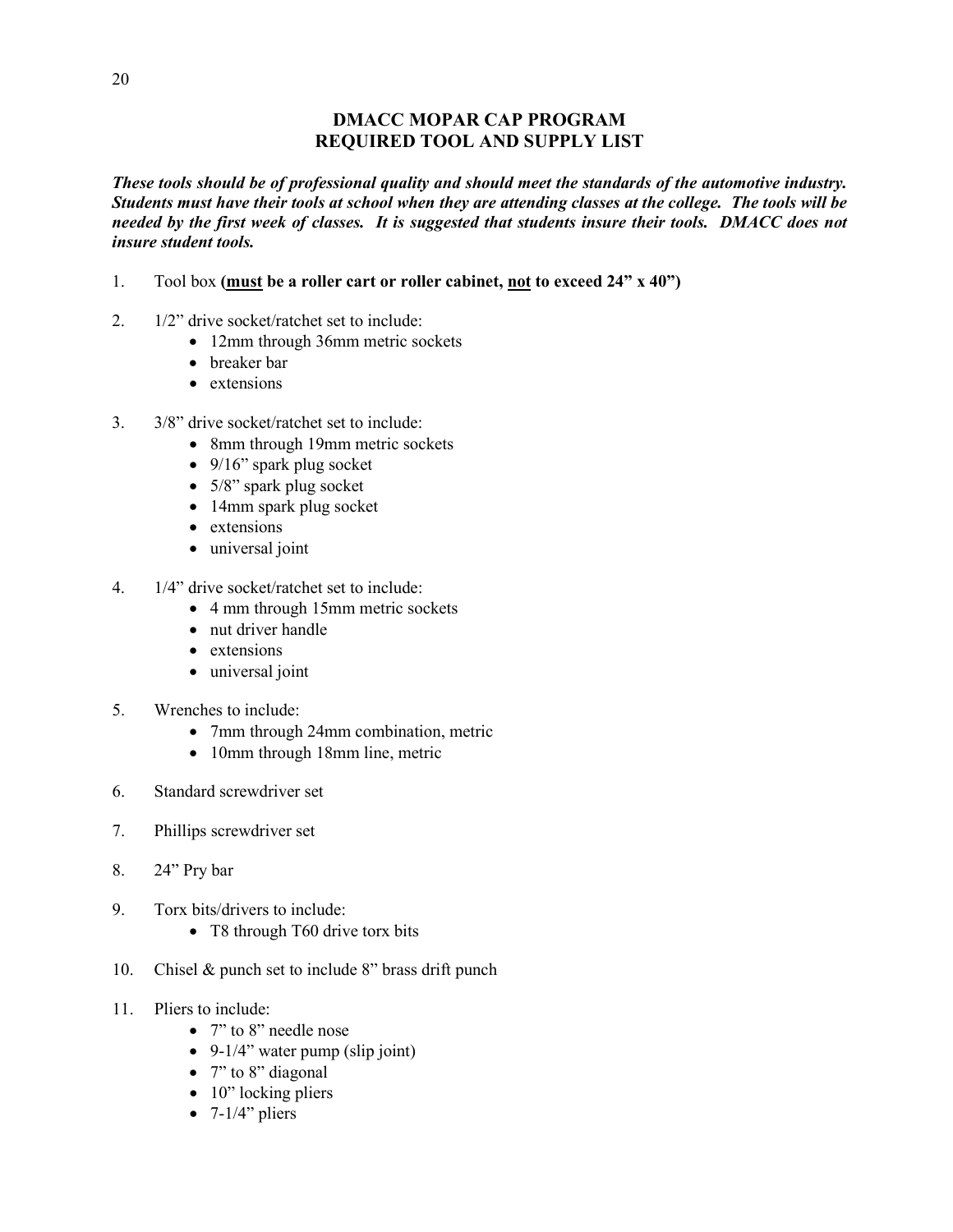# DMACC MOPAR CAP PROGRAM
# REQUIRED TOOL AND SUPPLY LIST

***These tools should be of professional quality and should meet the standards of the automotive industry. Students must have their tools at school when they are attending classes at the college. The tools will be needed by the first week of classes. It is suggested that students insure their tools. DMACC does not insure student tools.***

1. Tool box **(<u>must</u> be a roller cart or roller cabinet, <u>not</u> to exceed 24" x 40")**

2. 1/2" drive socket/ratchet set to include:
   - 12mm through 36mm metric sockets
   - breaker bar
   - extensions

3. 3/8" drive socket/ratchet set to include:
   - 8mm through 19mm metric sockets
   - 9/16" spark plug socket
   - 5/8" spark plug socket
   - 14mm spark plug socket
   - extensions
   - universal joint

4. 1/4" drive socket/ratchet set to include:
   - 4 mm through 15mm metric sockets
   - nut driver handle
   - extensions
   - universal joint

5. Wrenches to include:
   - 7mm through 24mm combination, metric
   - 10mm through 18mm line, metric

6. Standard screwdriver set

7. Phillips screwdriver set

8. 24" Pry bar

9. Torx bits/drivers to include:
   - T8 through T60 drive torx bits

10. Chisel & punch set to include 8" brass drift punch

11. Pliers to include:
    - 7" to 8" needle nose
    - 9-1/4" water pump (slip joint)
    - 7" to 8" diagonal
    - 10" locking pliers
    - 7-1/4" pliers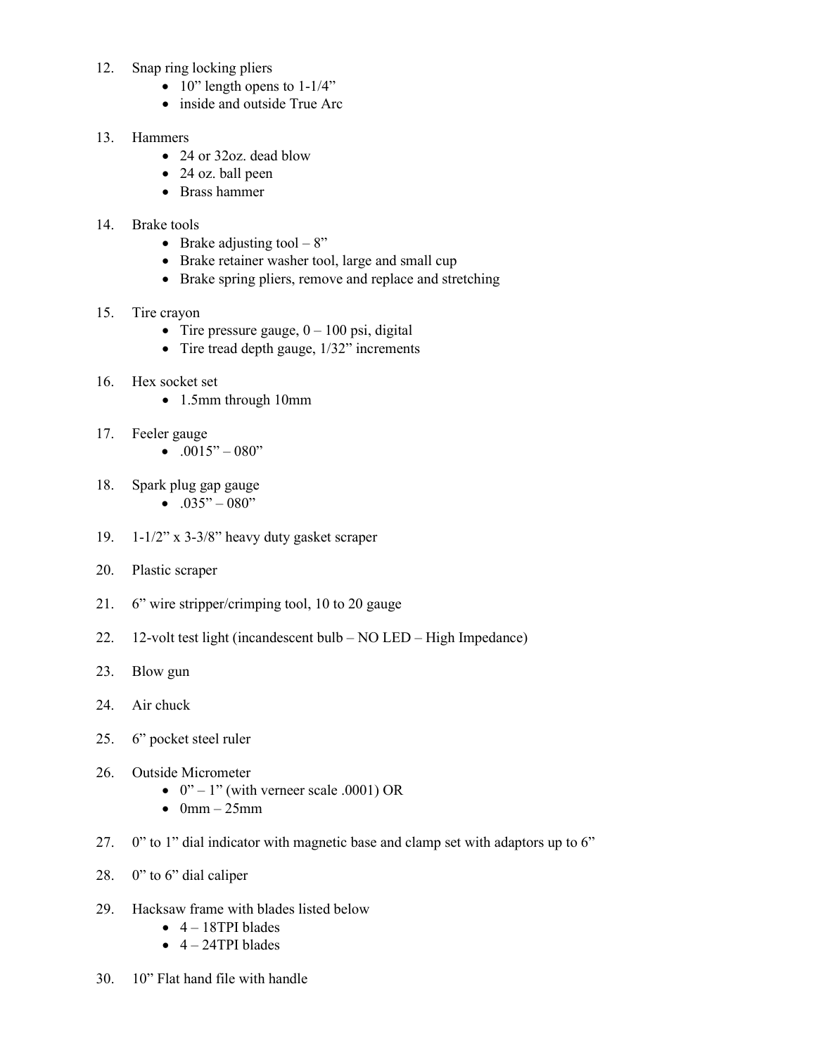12. Snap ring locking pliers
    - 10" length opens to 1-1/4"
    - inside and outside True Arc

13. Hammers
    - 24 or 32oz. dead blow
    - 24 oz. ball peen
    - Brass hammer

14. Brake tools
    - Brake adjusting tool – 8"
    - Brake retainer washer tool, large and small cup
    - Brake spring pliers, remove and replace and stretching

15. Tire crayon
    - Tire pressure gauge, 0 – 100 psi, digital
    - Tire tread depth gauge, 1/32" increments

16. Hex socket set
    - 1.5mm through 10mm

17. Feeler gauge
    - .0015" – 080"

18. Spark plug gap gauge
    - .035" – 080"

19. 1-1/2" x 3-3/8" heavy duty gasket scraper

20. Plastic scraper

21. 6" wire stripper/crimping tool, 10 to 20 gauge

22. 12-volt test light (incandescent bulb – NO LED – High Impedance)

23. Blow gun

24. Air chuck

25. 6" pocket steel ruler

26. Outside Micrometer
    - 0" – 1" (with verneer scale .0001) OR
    - 0mm – 25mm

27. 0" to 1" dial indicator with magnetic base and clamp set with adaptors up to 6"

28. 0" to 6" dial caliper

29. Hacksaw frame with blades listed below
    - 4 – 18TPI blades
    - 4 – 24TPI blades

30. 10" Flat hand file with handle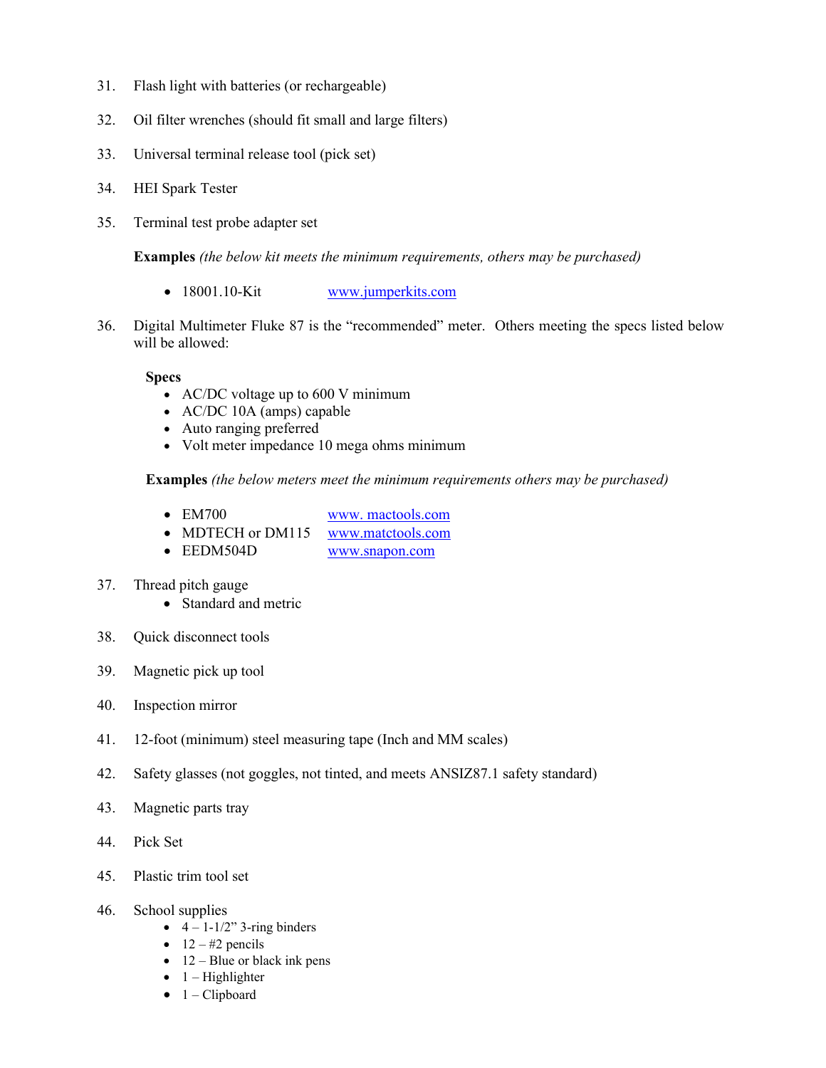31. Flash light with batteries (or rechargeable)

32. Oil filter wrenches (should fit small and large filters)

33. Universal terminal release tool (pick set)

34. HEI Spark Tester

35. Terminal test probe adapter set

    **Examples** *(the below kit meets the minimum requirements, others may be purchased)*

    - 18001.10-Kit www.jumperkits.com

36. Digital Multimeter Fluke 87 is the "recommended" meter. Others meeting the specs listed below will be allowed:

    **Specs**
    - AC/DC voltage up to 600 V minimum
    - AC/DC 10A (amps) capable
    - Auto ranging preferred
    - Volt meter impedance 10 mega ohms minimum

    **Examples** *(the below meters meet the minimum requirements others may be purchased)*

    - EM700 www. mactools.com
    - MDTECH or DM115 www.matctools.com
    - EEDM504D www.snapon.com

37. Thread pitch gauge
    - Standard and metric

38. Quick disconnect tools

39. Magnetic pick up tool

40. Inspection mirror

41. 12-foot (minimum) steel measuring tape (Inch and MM scales)

42. Safety glasses (not goggles, not tinted, and meets ANSIZ87.1 safety standard)

43. Magnetic parts tray

44. Pick Set

45. Plastic trim tool set

46. School supplies
    - 4 – 1-1/2" 3-ring binders
    - 12 – #2 pencils
    - 12 – Blue or black ink pens
    - 1 – Highlighter
    - 1 – Clipboard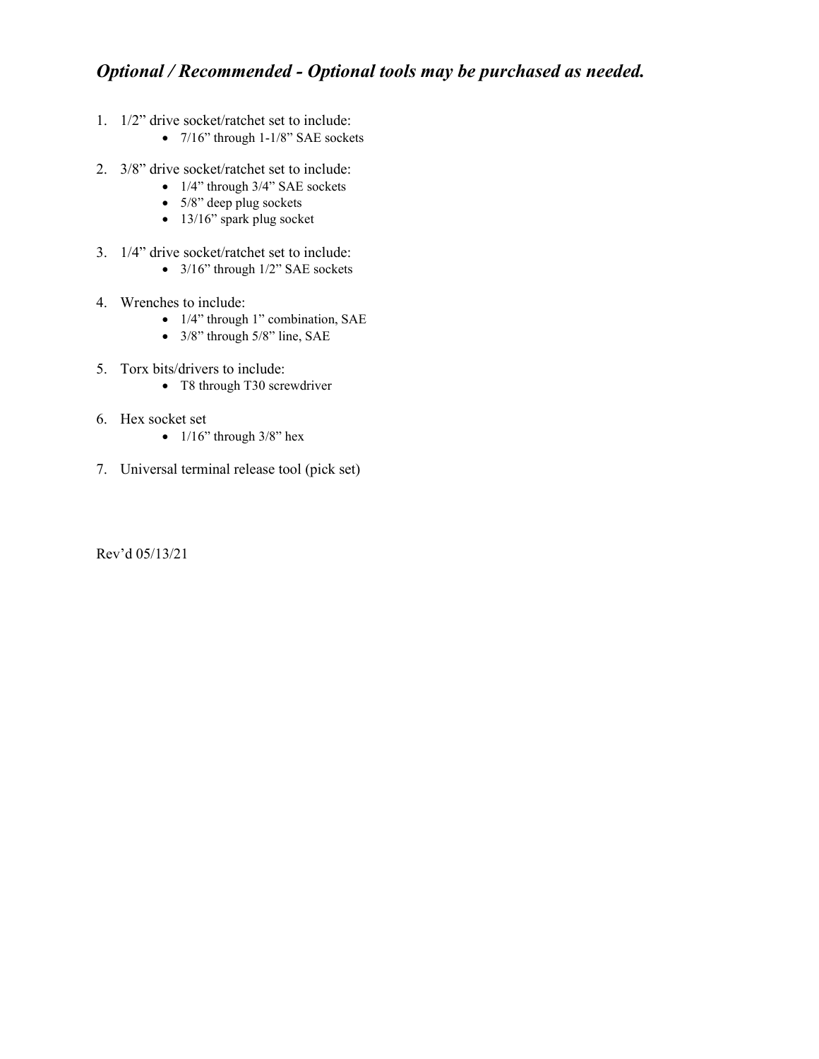## *Optional / Recommended - Optional tools may be purchased as needed.*

1. 1/2" drive socket/ratchet set to include:
    - 7/16" through 1-1/8" SAE sockets

2. 3/8" drive socket/ratchet set to include:
    - 1/4" through 3/4" SAE sockets
    - 5/8" deep plug sockets
    - 13/16" spark plug socket

3. 1/4" drive socket/ratchet set to include:
    - 3/16" through 1/2" SAE sockets

4. Wrenches to include:
    - 1/4" through 1" combination, SAE
    - 3/8" through 5/8" line, SAE

5. Torx bits/drivers to include:
    - T8 through T30 screwdriver

6. Hex socket set
    - 1/16" through 3/8" hex

7. Universal terminal release tool (pick set)

Rev'd 05/13/21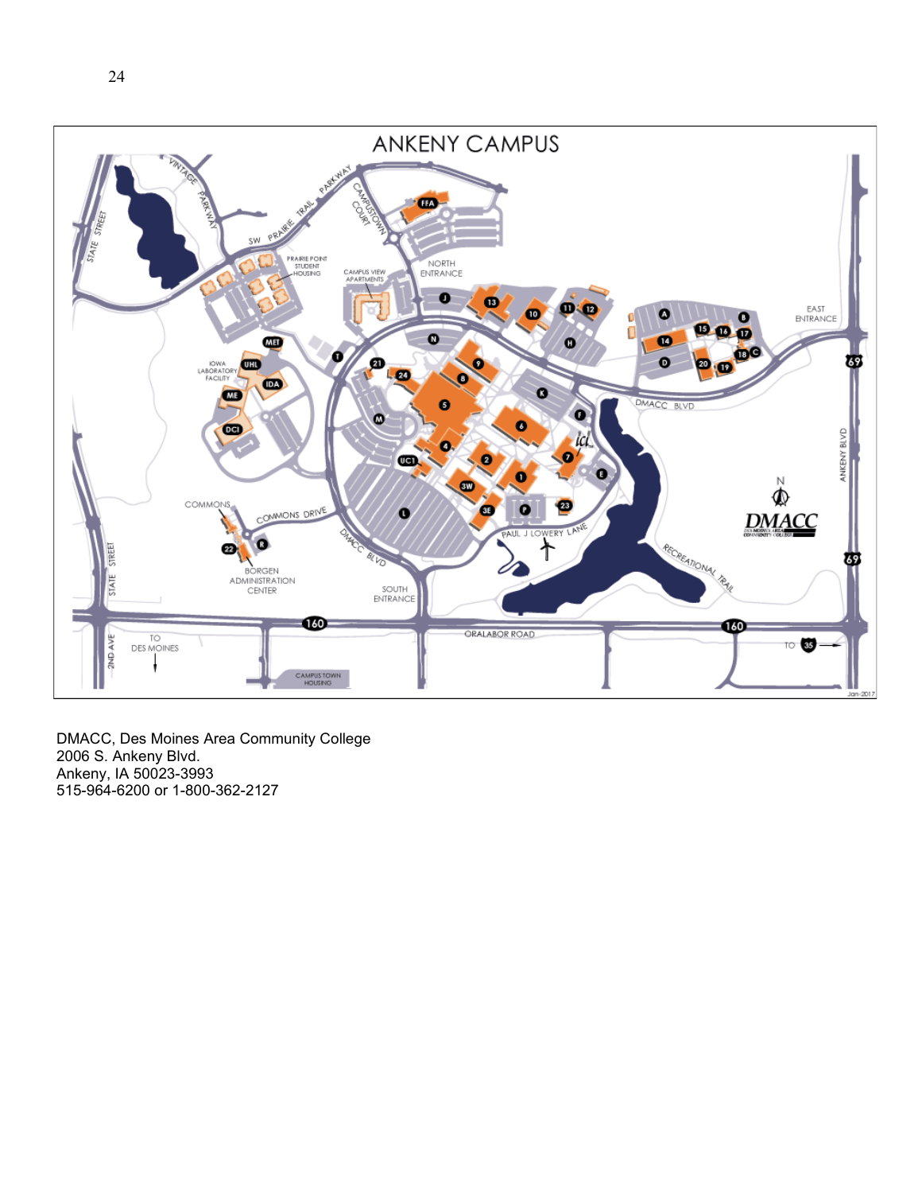ANKENY CAMPUS

DMACC, Des Moines Area Community College
2006 S. Ankeny Blvd.
Ankeny, IA 50023-3993
515-964-6200 or 1-800-362-2127